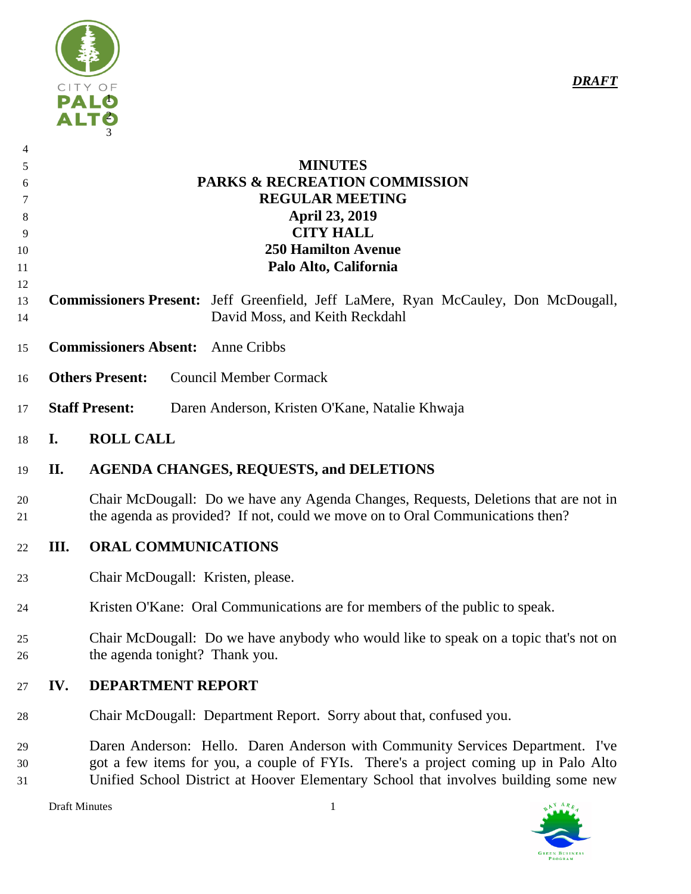*DRAFT*

# MINUTES
## PARKS & RECREATION COMMISSION
## REGULAR MEETING
## April 23, 2019
## CITY HALL
## 250 Hamilton Avenue
## Palo Alto, California

**Commissioners Present:** Jeff Greenfield, Jeff LaMere, Ryan McCauley, Don McDougall, David Moss, and Keith Reckdahl

**Commissioners Absent:** Anne Cribbs

**Others Present:** Council Member Cormack

**Staff Present:** Daren Anderson, Kristen O'Kane, Natalie Khwaja

## I. ROLL CALL

## II. AGENDA CHANGES, REQUESTS, and DELETIONS

Chair McDougall: Do we have any Agenda Changes, Requests, Deletions that are not in the agenda as provided? If not, could we move on to Oral Communications then?

## III. ORAL COMMUNICATIONS

Chair McDougall: Kristen, please.

Kristen O'Kane: Oral Communications are for members of the public to speak.

Chair McDougall: Do we have anybody who would like to speak on a topic that's not on the agenda tonight? Thank you.

## IV. DEPARTMENT REPORT

Chair McDougall: Department Report. Sorry about that, confused you.

Daren Anderson: Hello. Daren Anderson with Community Services Department. I've got a few items for you, a couple of FYIs. There's a project coming up in Palo Alto Unified School District at Hoover Elementary School that involves building some new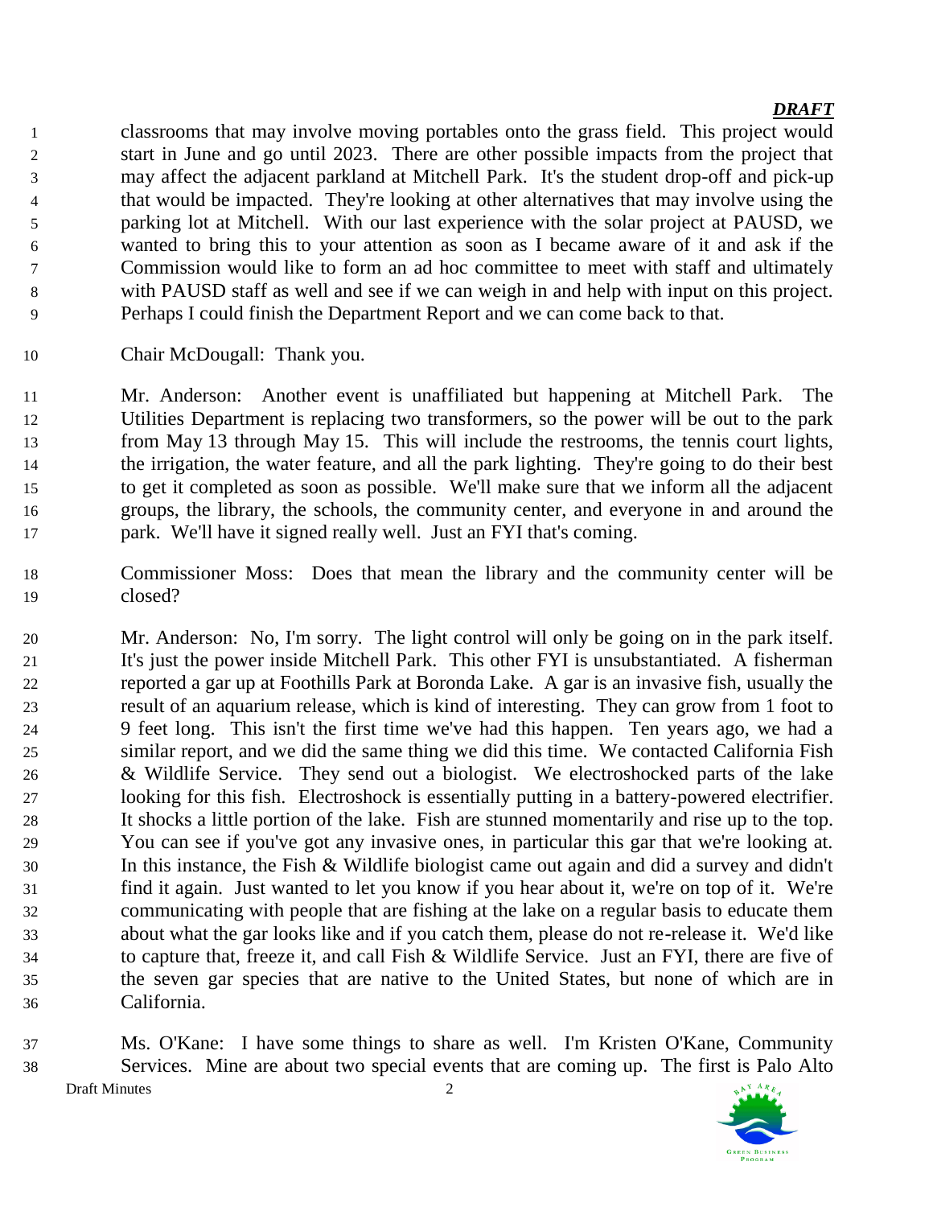classrooms that may involve moving portables onto the grass field. This project would start in June and go until 2023. There are other possible impacts from the project that may affect the adjacent parkland at Mitchell Park. It's the student drop-off and pick-up that would be impacted. They're looking at other alternatives that may involve using the parking lot at Mitchell. With our last experience with the solar project at PAUSD, we wanted to bring this to your attention as soon as I became aware of it and ask if the Commission would like to form an ad hoc committee to meet with staff and ultimately with PAUSD staff as well and see if we can weigh in and help with input on this project. Perhaps I could finish the Department Report and we can come back to that.

Chair McDougall: Thank you.

Mr. Anderson: Another event is unaffiliated but happening at Mitchell Park. The Utilities Department is replacing two transformers, so the power will be out to the park from May 13 through May 15. This will include the restrooms, the tennis court lights, the irrigation, the water feature, and all the park lighting. They're going to do their best to get it completed as soon as possible. We'll make sure that we inform all the adjacent groups, the library, the schools, the community center, and everyone in and around the park. We'll have it signed really well. Just an FYI that's coming.

Commissioner Moss: Does that mean the library and the community center will be closed?

Mr. Anderson: No, I'm sorry. The light control will only be going on in the park itself. It's just the power inside Mitchell Park. This other FYI is unsubstantiated. A fisherman reported a gar up at Foothills Park at Boronda Lake. A gar is an invasive fish, usually the result of an aquarium release, which is kind of interesting. They can grow from 1 foot to 9 feet long. This isn't the first time we've had this happen. Ten years ago, we had a similar report, and we did the same thing we did this time. We contacted California Fish & Wildlife Service. They send out a biologist. We electroshocked parts of the lake looking for this fish. Electroshock is essentially putting in a battery-powered electrifier. It shocks a little portion of the lake. Fish are stunned momentarily and rise up to the top. You can see if you've got any invasive ones, in particular this gar that we're looking at. In this instance, the Fish & Wildlife biologist came out again and did a survey and didn't find it again. Just wanted to let you know if you hear about it, we're on top of it. We're communicating with people that are fishing at the lake on a regular basis to educate them about what the gar looks like and if you catch them, please do not re-release it. We'd like to capture that, freeze it, and call Fish & Wildlife Service. Just an FYI, there are five of the seven gar species that are native to the United States, but none of which are in California.

Ms. O'Kane: I have some things to share as well. I'm Kristen O'Kane, Community Services. Mine are about two special events that are coming up. The first is Palo Alto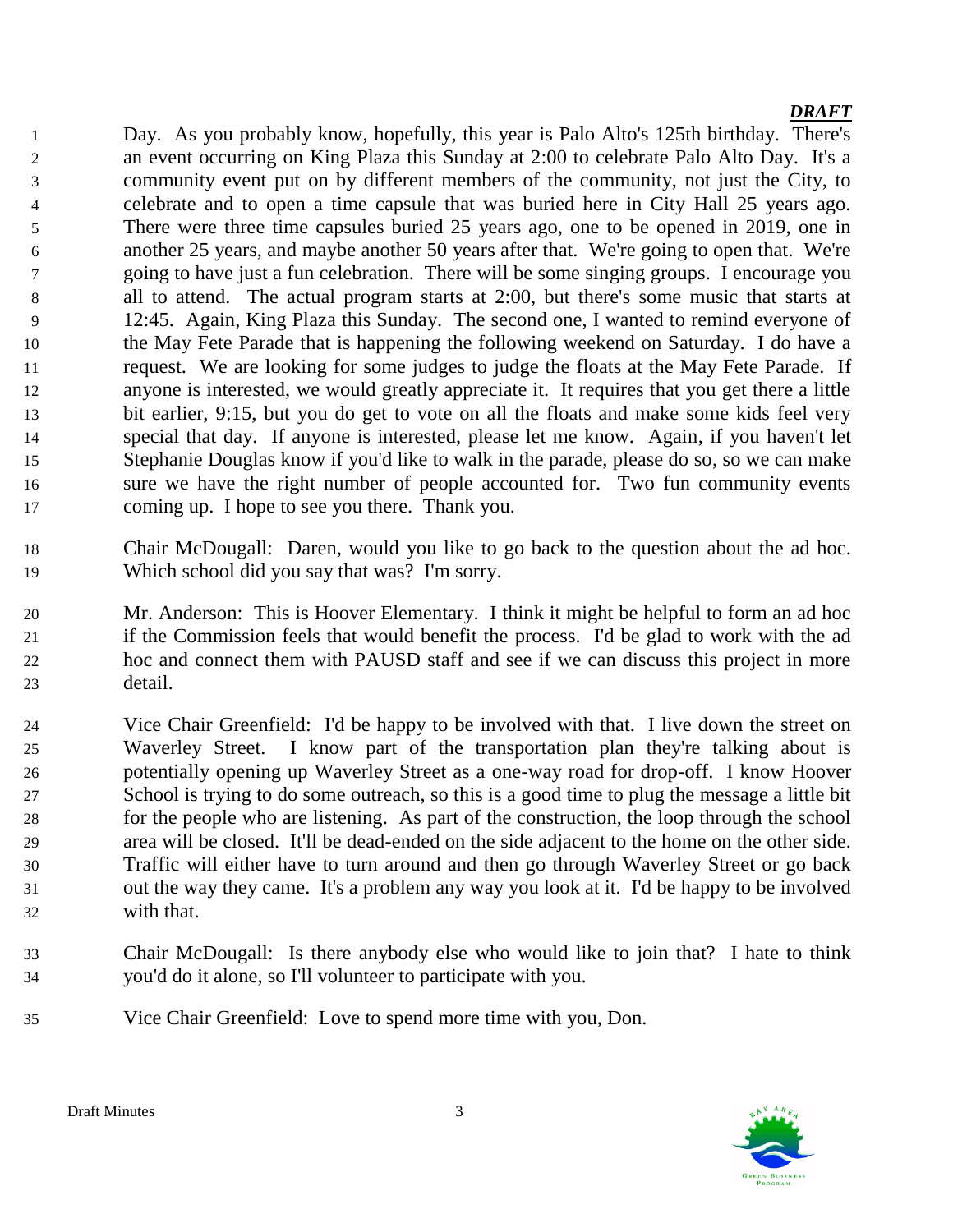Day. As you probably know, hopefully, this year is Palo Alto's 125th birthday. There's an event occurring on King Plaza this Sunday at 2:00 to celebrate Palo Alto Day. It's a community event put on by different members of the community, not just the City, to celebrate and to open a time capsule that was buried here in City Hall 25 years ago. There were three time capsules buried 25 years ago, one to be opened in 2019, one in another 25 years, and maybe another 50 years after that. We're going to open that. We're going to have just a fun celebration. There will be some singing groups. I encourage you all to attend. The actual program starts at 2:00, but there's some music that starts at 12:45. Again, King Plaza this Sunday. The second one, I wanted to remind everyone of the May Fete Parade that is happening the following weekend on Saturday. I do have a request. We are looking for some judges to judge the floats at the May Fete Parade. If anyone is interested, we would greatly appreciate it. It requires that you get there a little bit earlier, 9:15, but you do get to vote on all the floats and make some kids feel very special that day. If anyone is interested, please let me know. Again, if you haven't let Stephanie Douglas know if you'd like to walk in the parade, please do so, so we can make sure we have the right number of people accounted for. Two fun community events coming up. I hope to see you there. Thank you.

Chair McDougall: Daren, would you like to go back to the question about the ad hoc. Which school did you say that was? I'm sorry.

Mr. Anderson: This is Hoover Elementary. I think it might be helpful to form an ad hoc if the Commission feels that would benefit the process. I'd be glad to work with the ad hoc and connect them with PAUSD staff and see if we can discuss this project in more detail.

Vice Chair Greenfield: I'd be happy to be involved with that. I live down the street on Waverley Street. I know part of the transportation plan they're talking about is potentially opening up Waverley Street as a one-way road for drop-off. I know Hoover School is trying to do some outreach, so this is a good time to plug the message a little bit for the people who are listening. As part of the construction, the loop through the school area will be closed. It'll be dead-ended on the side adjacent to the home on the other side. Traffic will either have to turn around and then go through Waverley Street or go back out the way they came. It's a problem any way you look at it. I'd be happy to be involved with that.

Chair McDougall: Is there anybody else who would like to join that? I hate to think you'd do it alone, so I'll volunteer to participate with you.

Vice Chair Greenfield: Love to spend more time with you, Don.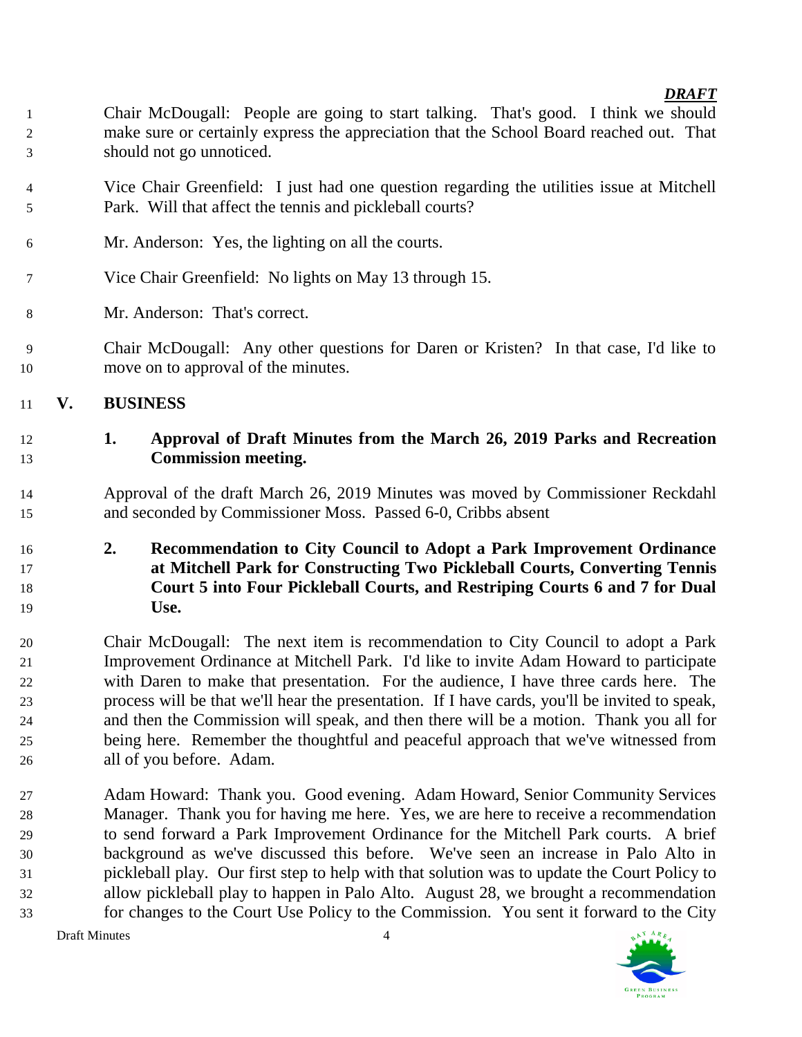Chair McDougall: People are going to start talking. That's good. I think we should make sure or certainly express the appreciation that the School Board reached out. That should not go unnoticed.

Vice Chair Greenfield: I just had one question regarding the utilities issue at Mitchell Park. Will that affect the tennis and pickleball courts?

Mr. Anderson: Yes, the lighting on all the courts.

Vice Chair Greenfield: No lights on May 13 through 15.

Mr. Anderson: That's correct.

Chair McDougall: Any other questions for Daren or Kristen? In that case, I'd like to move on to approval of the minutes.

## V. BUSINESS

### 1. Approval of Draft Minutes from the March 26, 2019 Parks and Recreation Commission meeting.

Approval of the draft March 26, 2019 Minutes was moved by Commissioner Reckdahl and seconded by Commissioner Moss. Passed 6-0, Cribbs absent

### 2. Recommendation to City Council to Adopt a Park Improvement Ordinance at Mitchell Park for Constructing Two Pickleball Courts, Converting Tennis Court 5 into Four Pickleball Courts, and Restriping Courts 6 and 7 for Dual Use.

Chair McDougall: The next item is recommendation to City Council to adopt a Park Improvement Ordinance at Mitchell Park. I'd like to invite Adam Howard to participate with Daren to make that presentation. For the audience, I have three cards here. The process will be that we'll hear the presentation. If I have cards, you'll be invited to speak, and then the Commission will speak, and then there will be a motion. Thank you all for being here. Remember the thoughtful and peaceful approach that we've witnessed from all of you before. Adam.

Adam Howard: Thank you. Good evening. Adam Howard, Senior Community Services Manager. Thank you for having me here. Yes, we are here to receive a recommendation to send forward a Park Improvement Ordinance for the Mitchell Park courts. A brief background as we've discussed this before. We've seen an increase in Palo Alto in pickleball play. Our first step to help with that solution was to update the Court Policy to allow pickleball play to happen in Palo Alto. August 28, we brought a recommendation for changes to the Court Use Policy to the Commission. You sent it forward to the City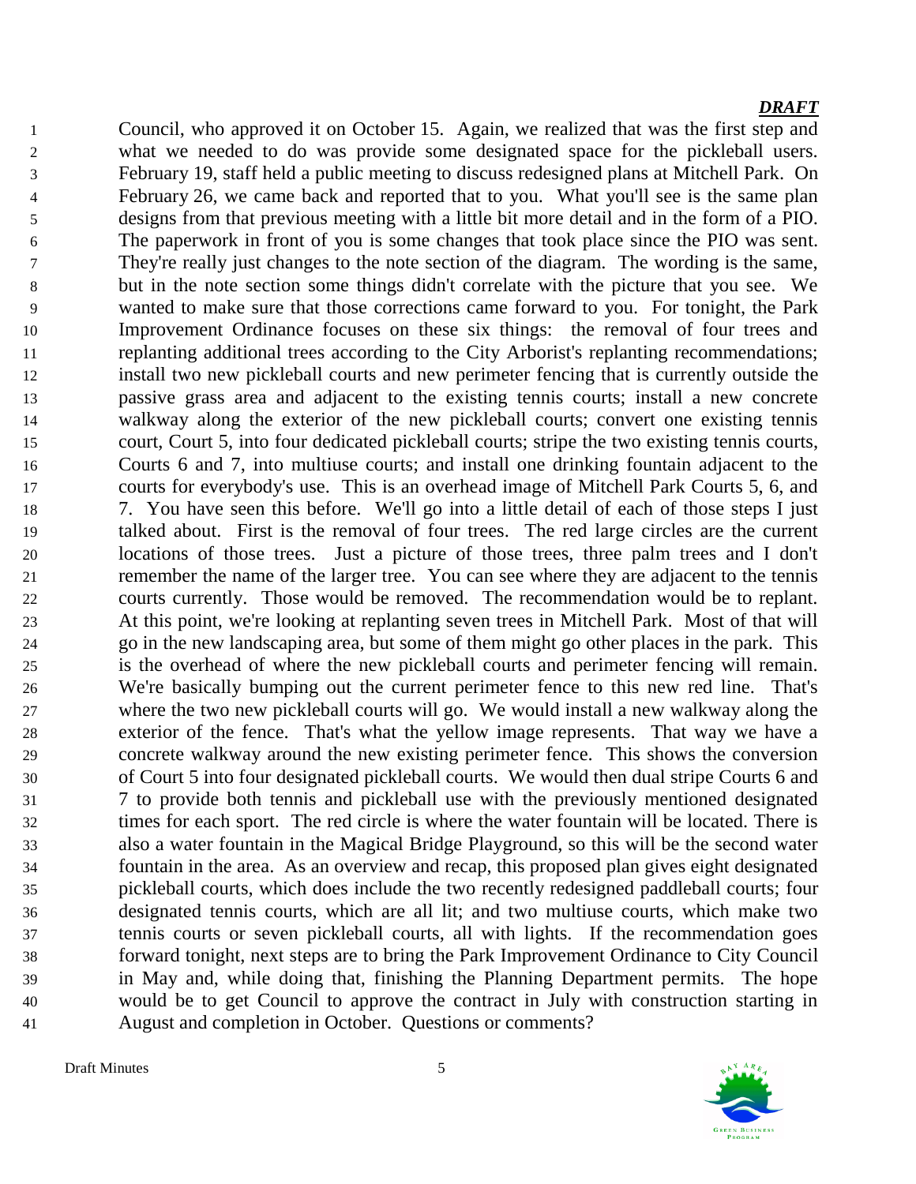*DRAFT*

Council, who approved it on October 15. Again, we realized that was the first step and what we needed to do was provide some designated space for the pickleball users. February 19, staff held a public meeting to discuss redesigned plans at Mitchell Park. On February 26, we came back and reported that to you. What you'll see is the same plan designs from that previous meeting with a little bit more detail and in the form of a PIO. The paperwork in front of you is some changes that took place since the PIO was sent. They're really just changes to the note section of the diagram. The wording is the same, but in the note section some things didn't correlate with the picture that you see. We wanted to make sure that those corrections came forward to you. For tonight, the Park Improvement Ordinance focuses on these six things: the removal of four trees and replanting additional trees according to the City Arborist's replanting recommendations; install two new pickleball courts and new perimeter fencing that is currently outside the passive grass area and adjacent to the existing tennis courts; install a new concrete walkway along the exterior of the new pickleball courts; convert one existing tennis court, Court 5, into four dedicated pickleball courts; stripe the two existing tennis courts, Courts 6 and 7, into multiuse courts; and install one drinking fountain adjacent to the courts for everybody's use. This is an overhead image of Mitchell Park Courts 5, 6, and 7. You have seen this before. We'll go into a little detail of each of those steps I just talked about. First is the removal of four trees. The red large circles are the current locations of those trees. Just a picture of those trees, three palm trees and I don't remember the name of the larger tree. You can see where they are adjacent to the tennis courts currently. Those would be removed. The recommendation would be to replant. At this point, we're looking at replanting seven trees in Mitchell Park. Most of that will go in the new landscaping area, but some of them might go other places in the park. This is the overhead of where the new pickleball courts and perimeter fencing will remain. We're basically bumping out the current perimeter fence to this new red line. That's where the two new pickleball courts will go. We would install a new walkway along the exterior of the fence. That's what the yellow image represents. That way we have a concrete walkway around the new existing perimeter fence. This shows the conversion of Court 5 into four designated pickleball courts. We would then dual stripe Courts 6 and 7 to provide both tennis and pickleball use with the previously mentioned designated times for each sport. The red circle is where the water fountain will be located. There is also a water fountain in the Magical Bridge Playground, so this will be the second water fountain in the area. As an overview and recap, this proposed plan gives eight designated pickleball courts, which does include the two recently redesigned paddleball courts; four designated tennis courts, which are all lit; and two multiuse courts, which make two tennis courts or seven pickleball courts, all with lights. If the recommendation goes forward tonight, next steps are to bring the Park Improvement Ordinance to City Council in May and, while doing that, finishing the Planning Department permits. The hope would be to get Council to approve the contract in July with construction starting in August and completion in October. Questions or comments?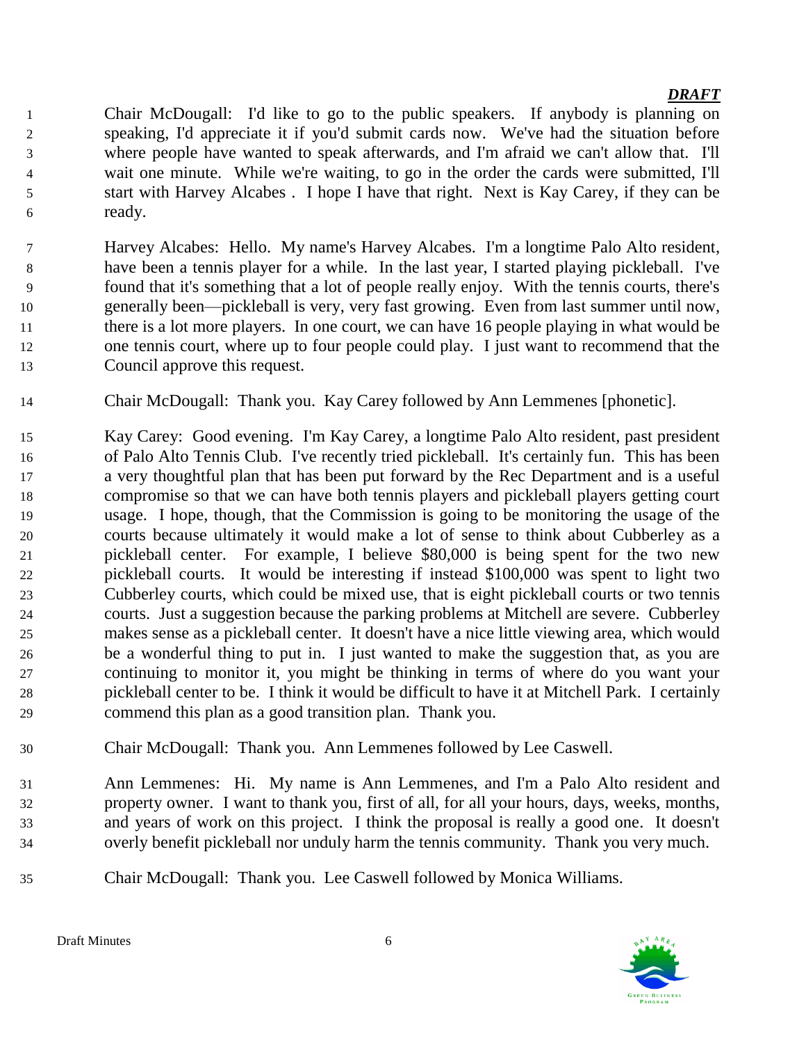***DRAFT***

Chair McDougall: I'd like to go to the public speakers. If anybody is planning on speaking, I'd appreciate it if you'd submit cards now. We've had the situation before where people have wanted to speak afterwards, and I'm afraid we can't allow that. I'll wait one minute. While we're waiting, to go in the order the cards were submitted, I'll start with Harvey Alcabes . I hope I have that right. Next is Kay Carey, if they can be ready.

Harvey Alcabes: Hello. My name's Harvey Alcabes. I'm a longtime Palo Alto resident, have been a tennis player for a while. In the last year, I started playing pickleball. I've found that it's something that a lot of people really enjoy. With the tennis courts, there's generally been—pickleball is very, very fast growing. Even from last summer until now, there is a lot more players. In one court, we can have 16 people playing in what would be one tennis court, where up to four people could play. I just want to recommend that the Council approve this request.

Chair McDougall: Thank you. Kay Carey followed by Ann Lemmenes [phonetic].

Kay Carey: Good evening. I'm Kay Carey, a longtime Palo Alto resident, past president of Palo Alto Tennis Club. I've recently tried pickleball. It's certainly fun. This has been a very thoughtful plan that has been put forward by the Rec Department and is a useful compromise so that we can have both tennis players and pickleball players getting court usage. I hope, though, that the Commission is going to be monitoring the usage of the courts because ultimately it would make a lot of sense to think about Cubberley as a pickleball center. For example, I believe $80,000 is being spent for the two new pickleball courts. It would be interesting if instead $100,000 was spent to light two Cubberley courts, which could be mixed use, that is eight pickleball courts or two tennis courts. Just a suggestion because the parking problems at Mitchell are severe. Cubberley makes sense as a pickleball center. It doesn't have a nice little viewing area, which would be a wonderful thing to put in. I just wanted to make the suggestion that, as you are continuing to monitor it, you might be thinking in terms of where do you want your pickleball center to be. I think it would be difficult to have it at Mitchell Park. I certainly commend this plan as a good transition plan. Thank you.

Chair McDougall: Thank you. Ann Lemmenes followed by Lee Caswell.

Ann Lemmenes: Hi. My name is Ann Lemmenes, and I'm a Palo Alto resident and property owner. I want to thank you, first of all, for all your hours, days, weeks, months, and years of work on this project. I think the proposal is really a good one. It doesn't overly benefit pickleball nor unduly harm the tennis community. Thank you very much.

Chair McDougall: Thank you. Lee Caswell followed by Monica Williams.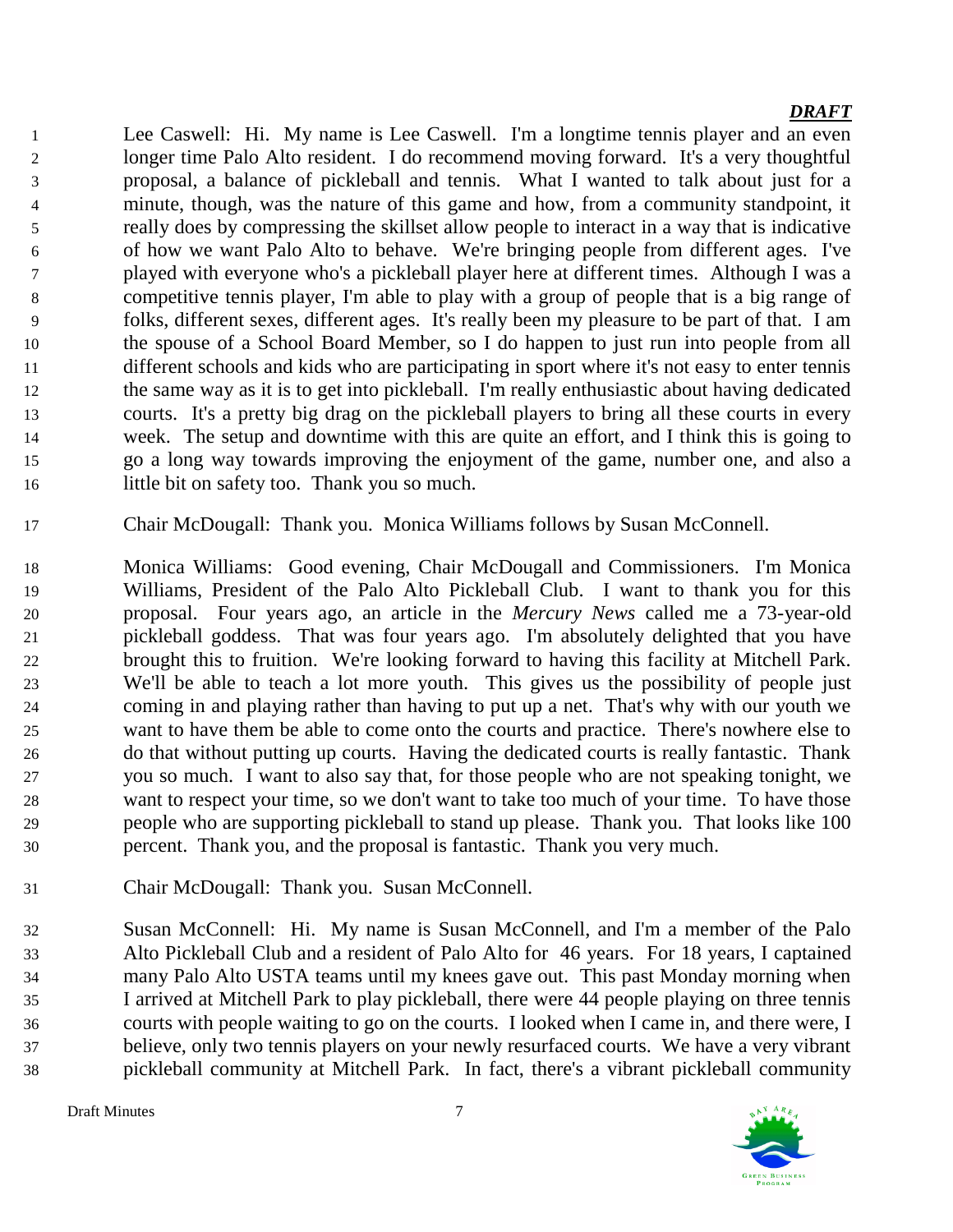Lee Caswell: Hi. My name is Lee Caswell. I'm a longtime tennis player and an even longer time Palo Alto resident. I do recommend moving forward. It's a very thoughtful proposal, a balance of pickleball and tennis. What I wanted to talk about just for a minute, though, was the nature of this game and how, from a community standpoint, it really does by compressing the skillset allow people to interact in a way that is indicative of how we want Palo Alto to behave. We're bringing people from different ages. I've played with everyone who's a pickleball player here at different times. Although I was a competitive tennis player, I'm able to play with a group of people that is a big range of folks, different sexes, different ages. It's really been my pleasure to be part of that. I am the spouse of a School Board Member, so I do happen to just run into people from all different schools and kids who are participating in sport where it's not easy to enter tennis the same way as it is to get into pickleball. I'm really enthusiastic about having dedicated courts. It's a pretty big drag on the pickleball players to bring all these courts in every week. The setup and downtime with this are quite an effort, and I think this is going to go a long way towards improving the enjoyment of the game, number one, and also a little bit on safety too. Thank you so much.

Chair McDougall: Thank you. Monica Williams follows by Susan McConnell.

Monica Williams: Good evening, Chair McDougall and Commissioners. I'm Monica Williams, President of the Palo Alto Pickleball Club. I want to thank you for this proposal. Four years ago, an article in the *Mercury News* called me a 73-year-old pickleball goddess. That was four years ago. I'm absolutely delighted that you have brought this to fruition. We're looking forward to having this facility at Mitchell Park. We'll be able to teach a lot more youth. This gives us the possibility of people just coming in and playing rather than having to put up a net. That's why with our youth we want to have them be able to come onto the courts and practice. There's nowhere else to do that without putting up courts. Having the dedicated courts is really fantastic. Thank you so much. I want to also say that, for those people who are not speaking tonight, we want to respect your time, so we don't want to take too much of your time. To have those people who are supporting pickleball to stand up please. Thank you. That looks like 100 percent. Thank you, and the proposal is fantastic. Thank you very much.

Chair McDougall: Thank you. Susan McConnell.

Susan McConnell: Hi. My name is Susan McConnell, and I'm a member of the Palo Alto Pickleball Club and a resident of Palo Alto for 46 years. For 18 years, I captained many Palo Alto USTA teams until my knees gave out. This past Monday morning when I arrived at Mitchell Park to play pickleball, there were 44 people playing on three tennis courts with people waiting to go on the courts. I looked when I came in, and there were, I believe, only two tennis players on your newly resurfaced courts. We have a very vibrant pickleball community at Mitchell Park. In fact, there's a vibrant pickleball community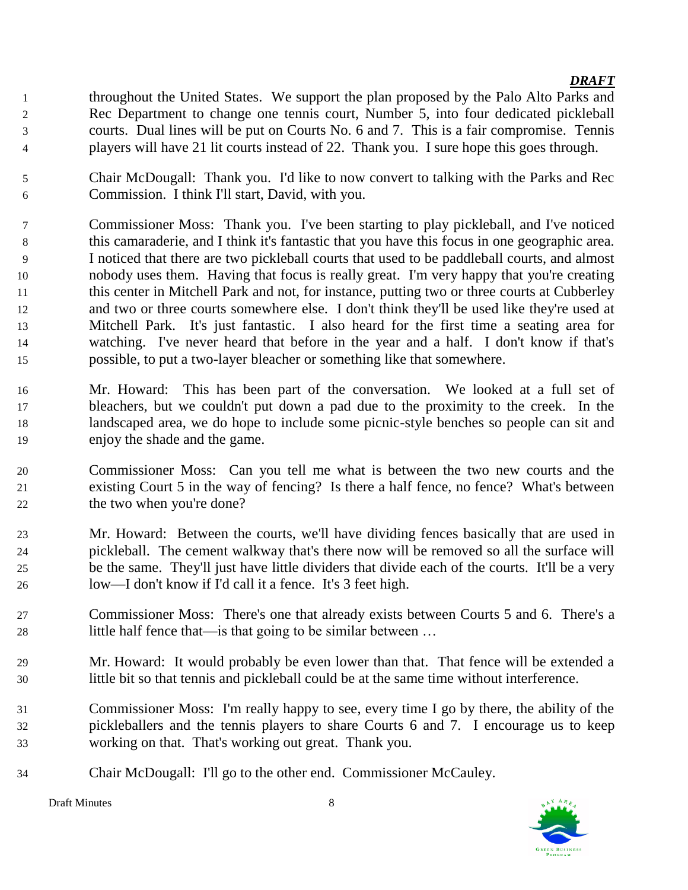throughout the United States. We support the plan proposed by the Palo Alto Parks and Rec Department to change one tennis court, Number 5, into four dedicated pickleball courts. Dual lines will be put on Courts No. 6 and 7. This is a fair compromise. Tennis players will have 21 lit courts instead of 22. Thank you. I sure hope this goes through.

Chair McDougall: Thank you. I'd like to now convert to talking with the Parks and Rec Commission. I think I'll start, David, with you.

Commissioner Moss: Thank you. I've been starting to play pickleball, and I've noticed this camaraderie, and I think it's fantastic that you have this focus in one geographic area. I noticed that there are two pickleball courts that used to be paddleball courts, and almost nobody uses them. Having that focus is really great. I'm very happy that you're creating this center in Mitchell Park and not, for instance, putting two or three courts at Cubberley and two or three courts somewhere else. I don't think they'll be used like they're used at Mitchell Park. It's just fantastic. I also heard for the first time a seating area for watching. I've never heard that before in the year and a half. I don't know if that's possible, to put a two-layer bleacher or something like that somewhere.

Mr. Howard: This has been part of the conversation. We looked at a full set of bleachers, but we couldn't put down a pad due to the proximity to the creek. In the landscaped area, we do hope to include some picnic-style benches so people can sit and enjoy the shade and the game.

Commissioner Moss: Can you tell me what is between the two new courts and the existing Court 5 in the way of fencing? Is there a half fence, no fence? What's between the two when you're done?

Mr. Howard: Between the courts, we'll have dividing fences basically that are used in pickleball. The cement walkway that's there now will be removed so all the surface will be the same. They'll just have little dividers that divide each of the courts. It'll be a very low—I don't know if I'd call it a fence. It's 3 feet high.

Commissioner Moss: There's one that already exists between Courts 5 and 6. There's a little half fence that—is that going to be similar between …

Mr. Howard: It would probably be even lower than that. That fence will be extended a little bit so that tennis and pickleball could be at the same time without interference.

Commissioner Moss: I'm really happy to see, every time I go by there, the ability of the pickleballers and the tennis players to share Courts 6 and 7. I encourage us to keep working on that. That's working out great. Thank you.

Chair McDougall: I'll go to the other end. Commissioner McCauley.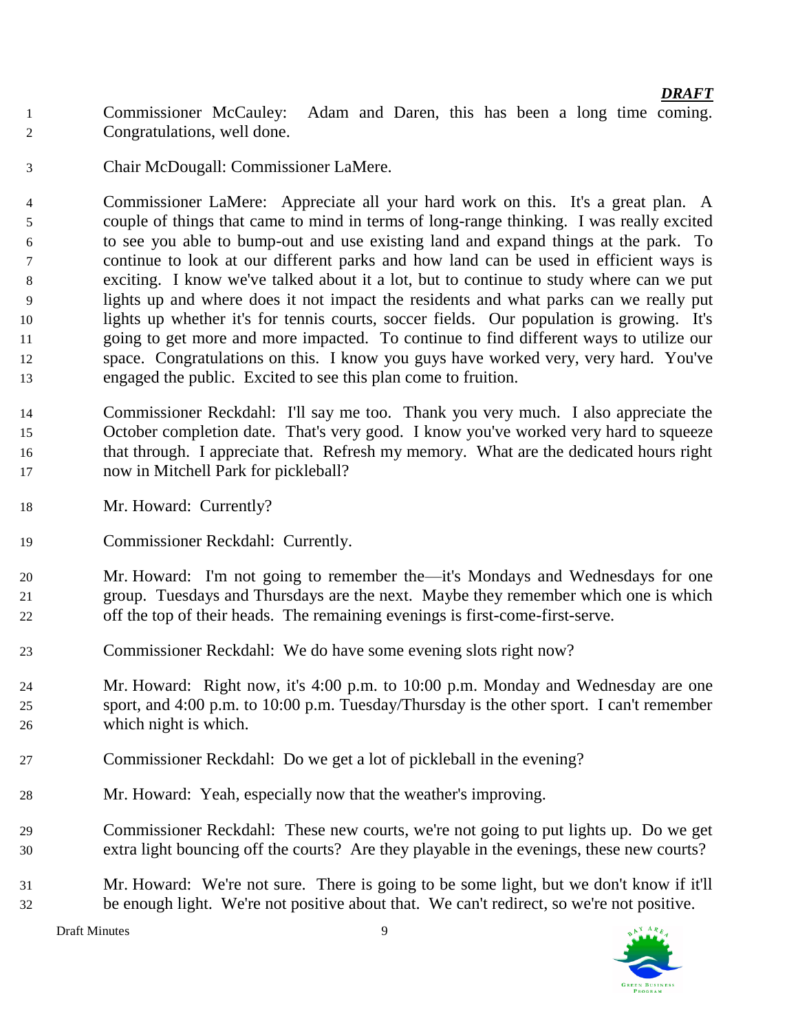***DRAFT***

Commissioner McCauley: Adam and Daren, this has been a long time coming. Congratulations, well done.

Chair McDougall: Commissioner LaMere.

Commissioner LaMere: Appreciate all your hard work on this. It's a great plan. A couple of things that came to mind in terms of long-range thinking. I was really excited to see you able to bump-out and use existing land and expand things at the park. To continue to look at our different parks and how land can be used in efficient ways is exciting. I know we've talked about it a lot, but to continue to study where can we put lights up and where does it not impact the residents and what parks can we really put lights up whether it's for tennis courts, soccer fields. Our population is growing. It's going to get more and more impacted. To continue to find different ways to utilize our space. Congratulations on this. I know you guys have worked very, very hard. You've engaged the public. Excited to see this plan come to fruition.

Commissioner Reckdahl: I'll say me too. Thank you very much. I also appreciate the October completion date. That's very good. I know you've worked very hard to squeeze that through. I appreciate that. Refresh my memory. What are the dedicated hours right now in Mitchell Park for pickleball?

Mr. Howard: Currently?

Commissioner Reckdahl: Currently.

Mr. Howard: I'm not going to remember the—it's Mondays and Wednesdays for one group. Tuesdays and Thursdays are the next. Maybe they remember which one is which off the top of their heads. The remaining evenings is first-come-first-serve.

Commissioner Reckdahl: We do have some evening slots right now?

Mr. Howard: Right now, it's 4:00 p.m. to 10:00 p.m. Monday and Wednesday are one sport, and 4:00 p.m. to 10:00 p.m. Tuesday/Thursday is the other sport. I can't remember which night is which.

Commissioner Reckdahl: Do we get a lot of pickleball in the evening?

Mr. Howard: Yeah, especially now that the weather's improving.

Commissioner Reckdahl: These new courts, we're not going to put lights up. Do we get extra light bouncing off the courts? Are they playable in the evenings, these new courts?

Mr. Howard: We're not sure. There is going to be some light, but we don't know if it'll be enough light. We're not positive about that. We can't redirect, so we're not positive.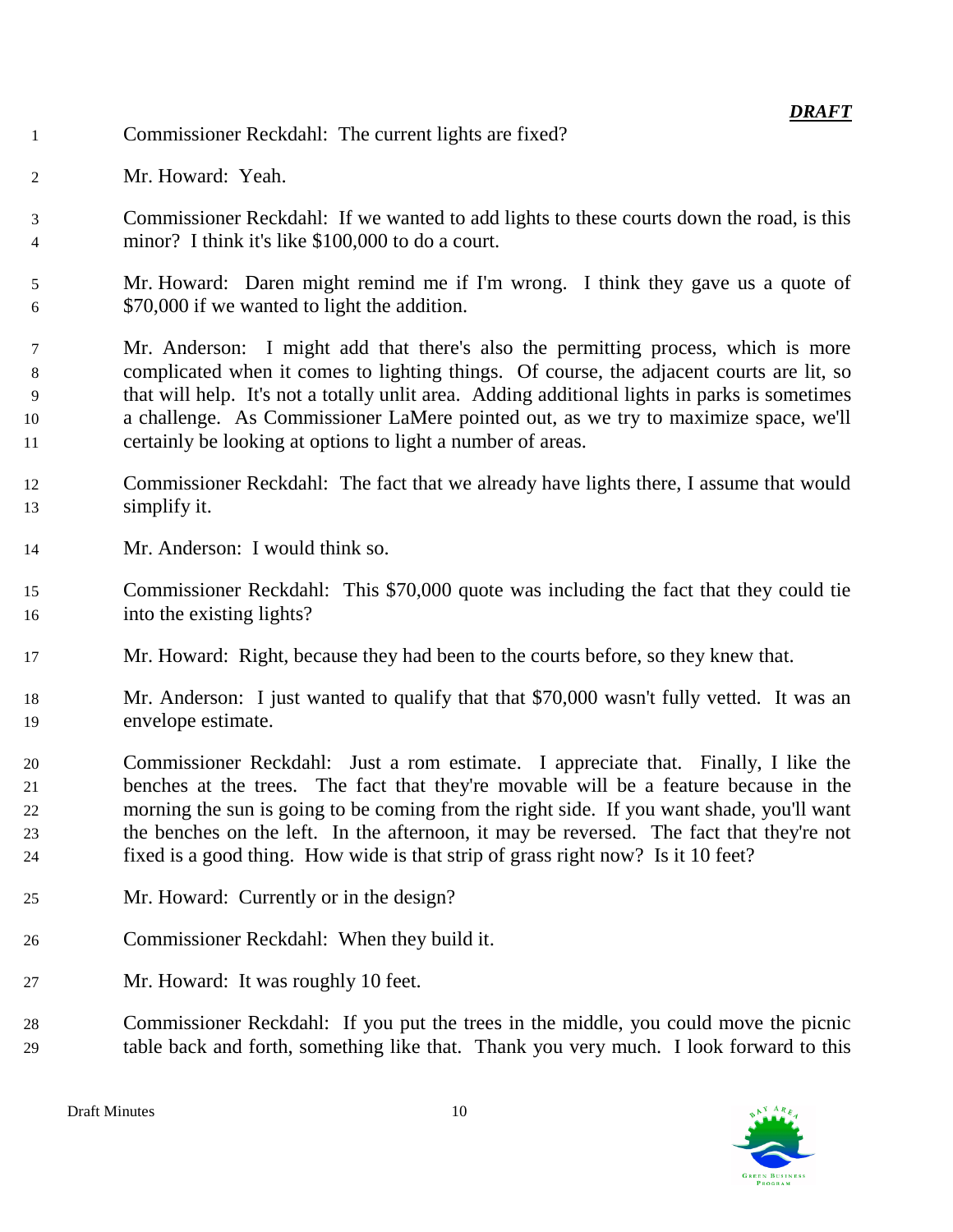Commissioner Reckdahl: The current lights are fixed?

Mr. Howard: Yeah.

Commissioner Reckdahl: If we wanted to add lights to these courts down the road, is this minor? I think it's like $100,000 to do a court.

Mr. Howard: Daren might remind me if I'm wrong. I think they gave us a quote of $70,000 if we wanted to light the addition.

Mr. Anderson: I might add that there's also the permitting process, which is more complicated when it comes to lighting things. Of course, the adjacent courts are lit, so that will help. It's not a totally unlit area. Adding additional lights in parks is sometimes a challenge. As Commissioner LaMere pointed out, as we try to maximize space, we'll certainly be looking at options to light a number of areas.

Commissioner Reckdahl: The fact that we already have lights there, I assume that would simplify it.

Mr. Anderson: I would think so.

Commissioner Reckdahl: This $70,000 quote was including the fact that they could tie into the existing lights?

Mr. Howard: Right, because they had been to the courts before, so they knew that.

Mr. Anderson: I just wanted to qualify that that $70,000 wasn't fully vetted. It was an envelope estimate.

Commissioner Reckdahl: Just a rom estimate. I appreciate that. Finally, I like the benches at the trees. The fact that they're movable will be a feature because in the morning the sun is going to be coming from the right side. If you want shade, you'll want the benches on the left. In the afternoon, it may be reversed. The fact that they're not fixed is a good thing. How wide is that strip of grass right now? Is it 10 feet?

Mr. Howard: Currently or in the design?

Commissioner Reckdahl: When they build it.

Mr. Howard: It was roughly 10 feet.

Commissioner Reckdahl: If you put the trees in the middle, you could move the picnic table back and forth, something like that. Thank you very much. I look forward to this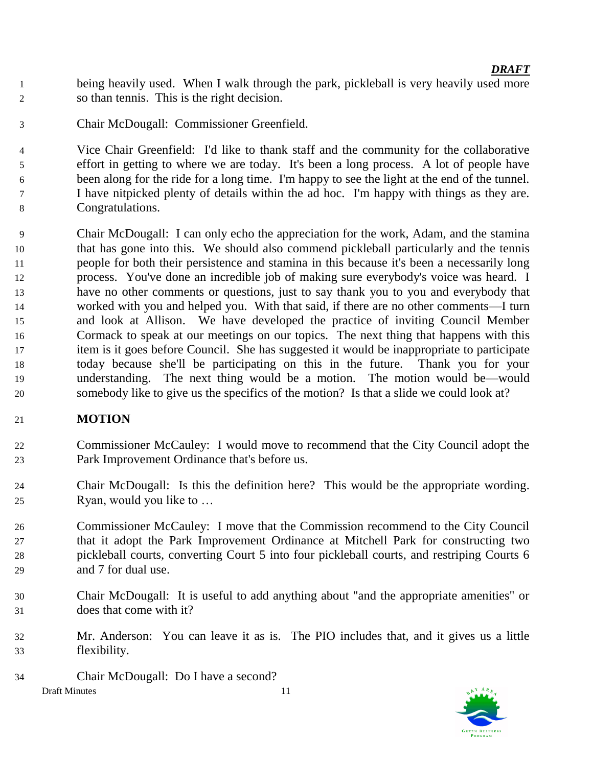being heavily used. When I walk through the park, pickleball is very heavily used more so than tennis. This is the right decision.

Chair McDougall: Commissioner Greenfield.

Vice Chair Greenfield: I'd like to thank staff and the community for the collaborative effort in getting to where we are today. It's been a long process. A lot of people have been along for the ride for a long time. I'm happy to see the light at the end of the tunnel. I have nitpicked plenty of details within the ad hoc. I'm happy with things as they are. Congratulations.

Chair McDougall: I can only echo the appreciation for the work, Adam, and the stamina that has gone into this. We should also commend pickleball particularly and the tennis people for both their persistence and stamina in this because it's been a necessarily long process. You've done an incredible job of making sure everybody's voice was heard. I have no other comments or questions, just to say thank you to you and everybody that worked with you and helped you. With that said, if there are no other comments—I turn and look at Allison. We have developed the practice of inviting Council Member Cormack to speak at our meetings on our topics. The next thing that happens with this item is it goes before Council. She has suggested it would be inappropriate to participate today because she'll be participating on this in the future. Thank you for your understanding. The next thing would be a motion. The motion would be—would somebody like to give us the specifics of the motion? Is that a slide we could look at?

**MOTION**

Commissioner McCauley: I would move to recommend that the City Council adopt the Park Improvement Ordinance that's before us.

Chair McDougall: Is this the definition here? This would be the appropriate wording. Ryan, would you like to …

Commissioner McCauley: I move that the Commission recommend to the City Council that it adopt the Park Improvement Ordinance at Mitchell Park for constructing two pickleball courts, converting Court 5 into four pickleball courts, and restriping Courts 6 and 7 for dual use.

Chair McDougall: It is useful to add anything about "and the appropriate amenities" or does that come with it?

Mr. Anderson: You can leave it as is. The PIO includes that, and it gives us a little flexibility.

Chair McDougall: Do I have a second?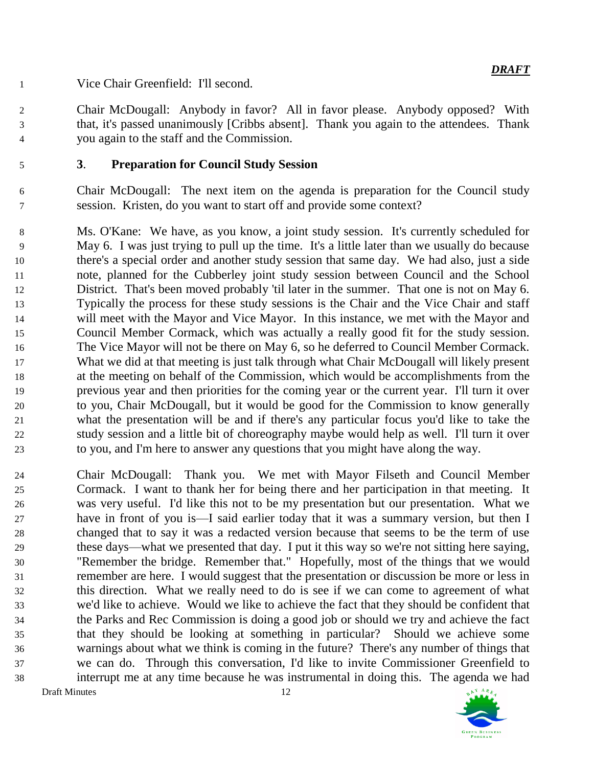Vice Chair Greenfield: I'll second.

Chair McDougall: Anybody in favor? All in favor please. Anybody opposed? With that, it's passed unanimously [Cribbs absent]. Thank you again to the attendees. Thank you again to the staff and the Commission.

### 3. Preparation for Council Study Session

Chair McDougall: The next item on the agenda is preparation for the Council study session. Kristen, do you want to start off and provide some context?

Ms. O'Kane: We have, as you know, a joint study session. It's currently scheduled for May 6. I was just trying to pull up the time. It's a little later than we usually do because there's a special order and another study session that same day. We had also, just a side note, planned for the Cubberley joint study session between Council and the School District. That's been moved probably 'til later in the summer. That one is not on May 6. Typically the process for these study sessions is the Chair and the Vice Chair and staff will meet with the Mayor and Vice Mayor. In this instance, we met with the Mayor and Council Member Cormack, which was actually a really good fit for the study session. The Vice Mayor will not be there on May 6, so he deferred to Council Member Cormack. What we did at that meeting is just talk through what Chair McDougall will likely present at the meeting on behalf of the Commission, which would be accomplishments from the previous year and then priorities for the coming year or the current year. I'll turn it over to you, Chair McDougall, but it would be good for the Commission to know generally what the presentation will be and if there's any particular focus you'd like to take the study session and a little bit of choreography maybe would help as well. I'll turn it over to you, and I'm here to answer any questions that you might have along the way.

Chair McDougall: Thank you. We met with Mayor Filseth and Council Member Cormack. I want to thank her for being there and her participation in that meeting. It was very useful. I'd like this not to be my presentation but our presentation. What we have in front of you is—I said earlier today that it was a summary version, but then I changed that to say it was a redacted version because that seems to be the term of use these days—what we presented that day. I put it this way so we're not sitting here saying, "Remember the bridge. Remember that." Hopefully, most of the things that we would remember are here. I would suggest that the presentation or discussion be more or less in this direction. What we really need to do is see if we can come to agreement of what we'd like to achieve. Would we like to achieve the fact that they should be confident that the Parks and Rec Commission is doing a good job or should we try and achieve the fact that they should be looking at something in particular? Should we achieve some warnings about what we think is coming in the future? There's any number of things that we can do. Through this conversation, I'd like to invite Commissioner Greenfield to interrupt me at any time because he was instrumental in doing this. The agenda we had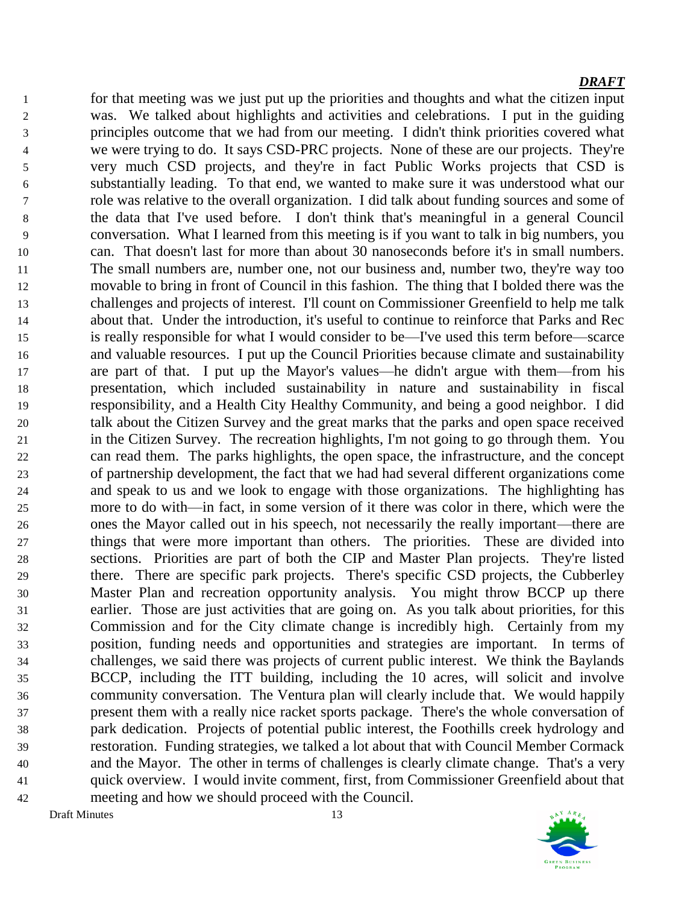for that meeting was we just put up the priorities and thoughts and what the citizen input was. We talked about highlights and activities and celebrations. I put in the guiding principles outcome that we had from our meeting. I didn't think priorities covered what we were trying to do. It says CSD-PRC projects. None of these are our projects. They're very much CSD projects, and they're in fact Public Works projects that CSD is substantially leading. To that end, we wanted to make sure it was understood what our role was relative to the overall organization. I did talk about funding sources and some of the data that I've used before. I don't think that's meaningful in a general Council conversation. What I learned from this meeting is if you want to talk in big numbers, you can. That doesn't last for more than about 30 nanoseconds before it's in small numbers. The small numbers are, number one, not our business and, number two, they're way too movable to bring in front of Council in this fashion. The thing that I bolded there was the challenges and projects of interest. I'll count on Commissioner Greenfield to help me talk about that. Under the introduction, it's useful to continue to reinforce that Parks and Rec is really responsible for what I would consider to be—I've used this term before—scarce and valuable resources. I put up the Council Priorities because climate and sustainability are part of that. I put up the Mayor's values—he didn't argue with them—from his presentation, which included sustainability in nature and sustainability in fiscal responsibility, and a Health City Healthy Community, and being a good neighbor. I did talk about the Citizen Survey and the great marks that the parks and open space received in the Citizen Survey. The recreation highlights, I'm not going to go through them. You can read them. The parks highlights, the open space, the infrastructure, and the concept of partnership development, the fact that we had had several different organizations come and speak to us and we look to engage with those organizations. The highlighting has more to do with—in fact, in some version of it there was color in there, which were the ones the Mayor called out in his speech, not necessarily the really important—there are things that were more important than others. The priorities. These are divided into sections. Priorities are part of both the CIP and Master Plan projects. They're listed there. There are specific park projects. There's specific CSD projects, the Cubberley Master Plan and recreation opportunity analysis. You might throw BCCP up there earlier. Those are just activities that are going on. As you talk about priorities, for this Commission and for the City climate change is incredibly high. Certainly from my position, funding needs and opportunities and strategies are important. In terms of challenges, we said there was projects of current public interest. We think the Baylands BCCP, including the ITT building, including the 10 acres, will solicit and involve community conversation. The Ventura plan will clearly include that. We would happily present them with a really nice racket sports package. There's the whole conversation of park dedication. Projects of potential public interest, the Foothills creek hydrology and restoration. Funding strategies, we talked a lot about that with Council Member Cormack and the Mayor. The other in terms of challenges is clearly climate change. That's a very quick overview. I would invite comment, first, from Commissioner Greenfield about that meeting and how we should proceed with the Council.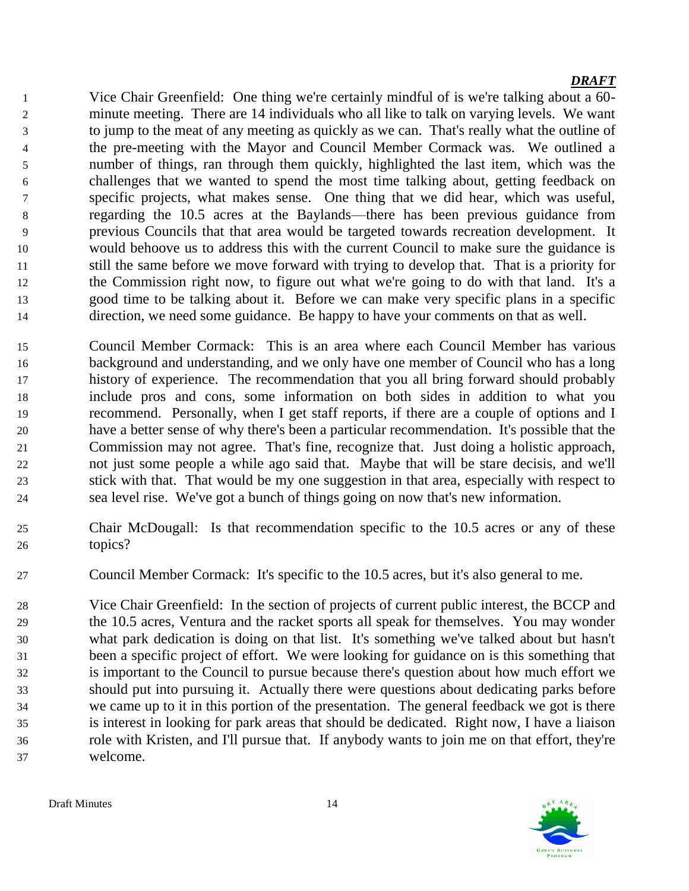Vice Chair Greenfield: One thing we're certainly mindful of is we're talking about a 60-minute meeting. There are 14 individuals who all like to talk on varying levels. We want to jump to the meat of any meeting as quickly as we can. That's really what the outline of the pre-meeting with the Mayor and Council Member Cormack was. We outlined a number of things, ran through them quickly, highlighted the last item, which was the challenges that we wanted to spend the most time talking about, getting feedback on specific projects, what makes sense. One thing that we did hear, which was useful, regarding the 10.5 acres at the Baylands—there has been previous guidance from previous Councils that that area would be targeted towards recreation development. It would behoove us to address this with the current Council to make sure the guidance is still the same before we move forward with trying to develop that. That is a priority for the Commission right now, to figure out what we're going to do with that land. It's a good time to be talking about it. Before we can make very specific plans in a specific direction, we need some guidance. Be happy to have your comments on that as well.

Council Member Cormack: This is an area where each Council Member has various background and understanding, and we only have one member of Council who has a long history of experience. The recommendation that you all bring forward should probably include pros and cons, some information on both sides in addition to what you recommend. Personally, when I get staff reports, if there are a couple of options and I have a better sense of why there's been a particular recommendation. It's possible that the Commission may not agree. That's fine, recognize that. Just doing a holistic approach, not just some people a while ago said that. Maybe that will be stare decisis, and we'll stick with that. That would be my one suggestion in that area, especially with respect to sea level rise. We've got a bunch of things going on now that's new information.

Chair McDougall: Is that recommendation specific to the 10.5 acres or any of these topics?

Council Member Cormack: It's specific to the 10.5 acres, but it's also general to me.

Vice Chair Greenfield: In the section of projects of current public interest, the BCCP and the 10.5 acres, Ventura and the racket sports all speak for themselves. You may wonder what park dedication is doing on that list. It's something we've talked about but hasn't been a specific project of effort. We were looking for guidance on is this something that is important to the Council to pursue because there's question about how much effort we should put into pursuing it. Actually there were questions about dedicating parks before we came up to it in this portion of the presentation. The general feedback we got is there is interest in looking for park areas that should be dedicated. Right now, I have a liaison role with Kristen, and I'll pursue that. If anybody wants to join me on that effort, they're welcome.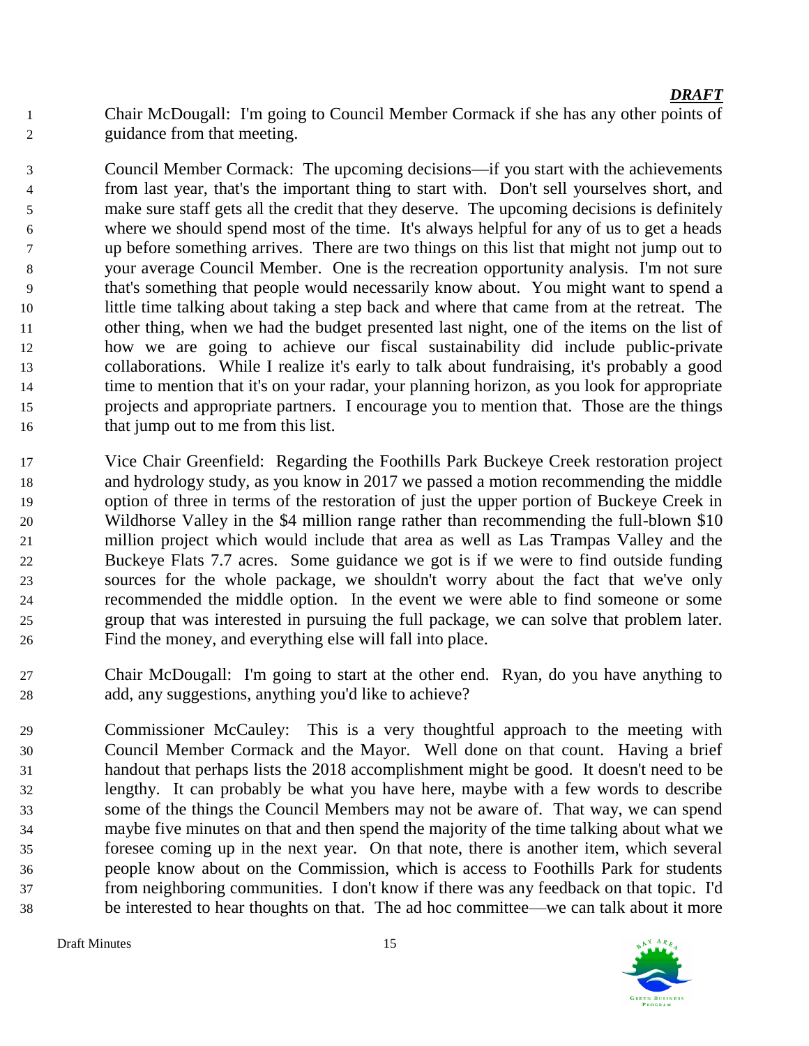Chair McDougall: I'm going to Council Member Cormack if she has any other points of guidance from that meeting.

Council Member Cormack: The upcoming decisions—if you start with the achievements from last year, that's the important thing to start with. Don't sell yourselves short, and make sure staff gets all the credit that they deserve. The upcoming decisions is definitely where we should spend most of the time. It's always helpful for any of us to get a heads up before something arrives. There are two things on this list that might not jump out to your average Council Member. One is the recreation opportunity analysis. I'm not sure that's something that people would necessarily know about. You might want to spend a little time talking about taking a step back and where that came from at the retreat. The other thing, when we had the budget presented last night, one of the items on the list of how we are going to achieve our fiscal sustainability did include public-private collaborations. While I realize it's early to talk about fundraising, it's probably a good time to mention that it's on your radar, your planning horizon, as you look for appropriate projects and appropriate partners. I encourage you to mention that. Those are the things that jump out to me from this list.

Vice Chair Greenfield: Regarding the Foothills Park Buckeye Creek restoration project and hydrology study, as you know in 2017 we passed a motion recommending the middle option of three in terms of the restoration of just the upper portion of Buckeye Creek in Wildhorse Valley in the $4 million range rather than recommending the full-blown $10 million project which would include that area as well as Las Trampas Valley and the Buckeye Flats 7.7 acres. Some guidance we got is if we were to find outside funding sources for the whole package, we shouldn't worry about the fact that we've only recommended the middle option. In the event we were able to find someone or some group that was interested in pursuing the full package, we can solve that problem later. Find the money, and everything else will fall into place.

Chair McDougall: I'm going to start at the other end. Ryan, do you have anything to add, any suggestions, anything you'd like to achieve?

Commissioner McCauley: This is a very thoughtful approach to the meeting with Council Member Cormack and the Mayor. Well done on that count. Having a brief handout that perhaps lists the 2018 accomplishment might be good. It doesn't need to be lengthy. It can probably be what you have here, maybe with a few words to describe some of the things the Council Members may not be aware of. That way, we can spend maybe five minutes on that and then spend the majority of the time talking about what we foresee coming up in the next year. On that note, there is another item, which several people know about on the Commission, which is access to Foothills Park for students from neighboring communities. I don't know if there was any feedback on that topic. I'd be interested to hear thoughts on that. The ad hoc committee—we can talk about it more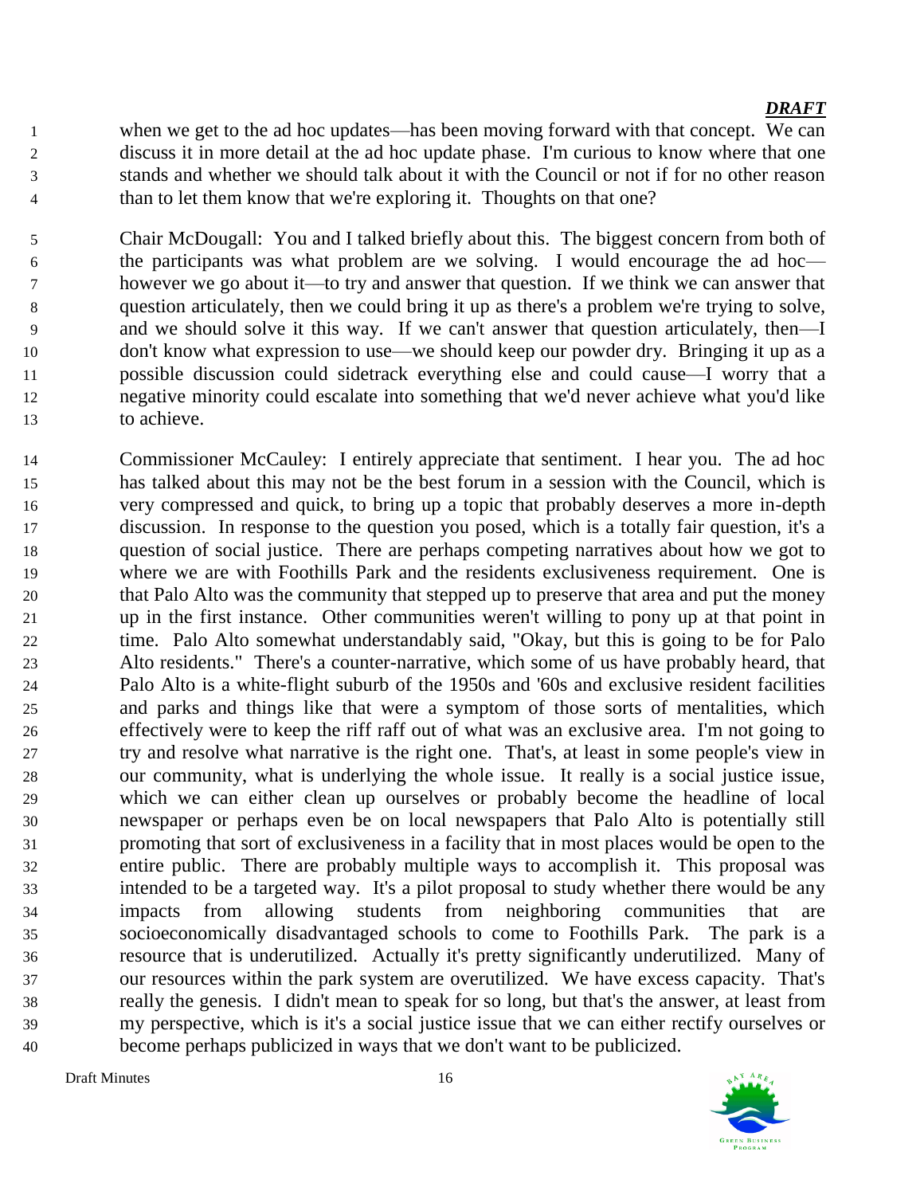when we get to the ad hoc updates—has been moving forward with that concept. We can discuss it in more detail at the ad hoc update phase. I'm curious to know where that one stands and whether we should talk about it with the Council or not if for no other reason than to let them know that we're exploring it. Thoughts on that one?

Chair McDougall: You and I talked briefly about this. The biggest concern from both of the participants was what problem are we solving. I would encourage the ad hoc—however we go about it—to try and answer that question. If we think we can answer that question articulately, then we could bring it up as there's a problem we're trying to solve, and we should solve it this way. If we can't answer that question articulately, then—I don't know what expression to use—we should keep our powder dry. Bringing it up as a possible discussion could sidetrack everything else and could cause—I worry that a negative minority could escalate into something that we'd never achieve what you'd like to achieve.

Commissioner McCauley: I entirely appreciate that sentiment. I hear you. The ad hoc has talked about this may not be the best forum in a session with the Council, which is very compressed and quick, to bring up a topic that probably deserves a more in-depth discussion. In response to the question you posed, which is a totally fair question, it's a question of social justice. There are perhaps competing narratives about how we got to where we are with Foothills Park and the residents exclusiveness requirement. One is that Palo Alto was the community that stepped up to preserve that area and put the money up in the first instance. Other communities weren't willing to pony up at that point in time. Palo Alto somewhat understandably said, "Okay, but this is going to be for Palo Alto residents." There's a counter-narrative, which some of us have probably heard, that Palo Alto is a white-flight suburb of the 1950s and '60s and exclusive resident facilities and parks and things like that were a symptom of those sorts of mentalities, which effectively were to keep the riff raff out of what was an exclusive area. I'm not going to try and resolve what narrative is the right one. That's, at least in some people's view in our community, what is underlying the whole issue. It really is a social justice issue, which we can either clean up ourselves or probably become the headline of local newspaper or perhaps even be on local newspapers that Palo Alto is potentially still promoting that sort of exclusiveness in a facility that in most places would be open to the entire public. There are probably multiple ways to accomplish it. This proposal was intended to be a targeted way. It's a pilot proposal to study whether there would be any impacts from allowing students from neighboring communities that are socioeconomically disadvantaged schools to come to Foothills Park. The park is a resource that is underutilized. Actually it's pretty significantly underutilized. Many of our resources within the park system are overutilized. We have excess capacity. That's really the genesis. I didn't mean to speak for so long, but that's the answer, at least from my perspective, which is it's a social justice issue that we can either rectify ourselves or become perhaps publicized in ways that we don't want to be publicized.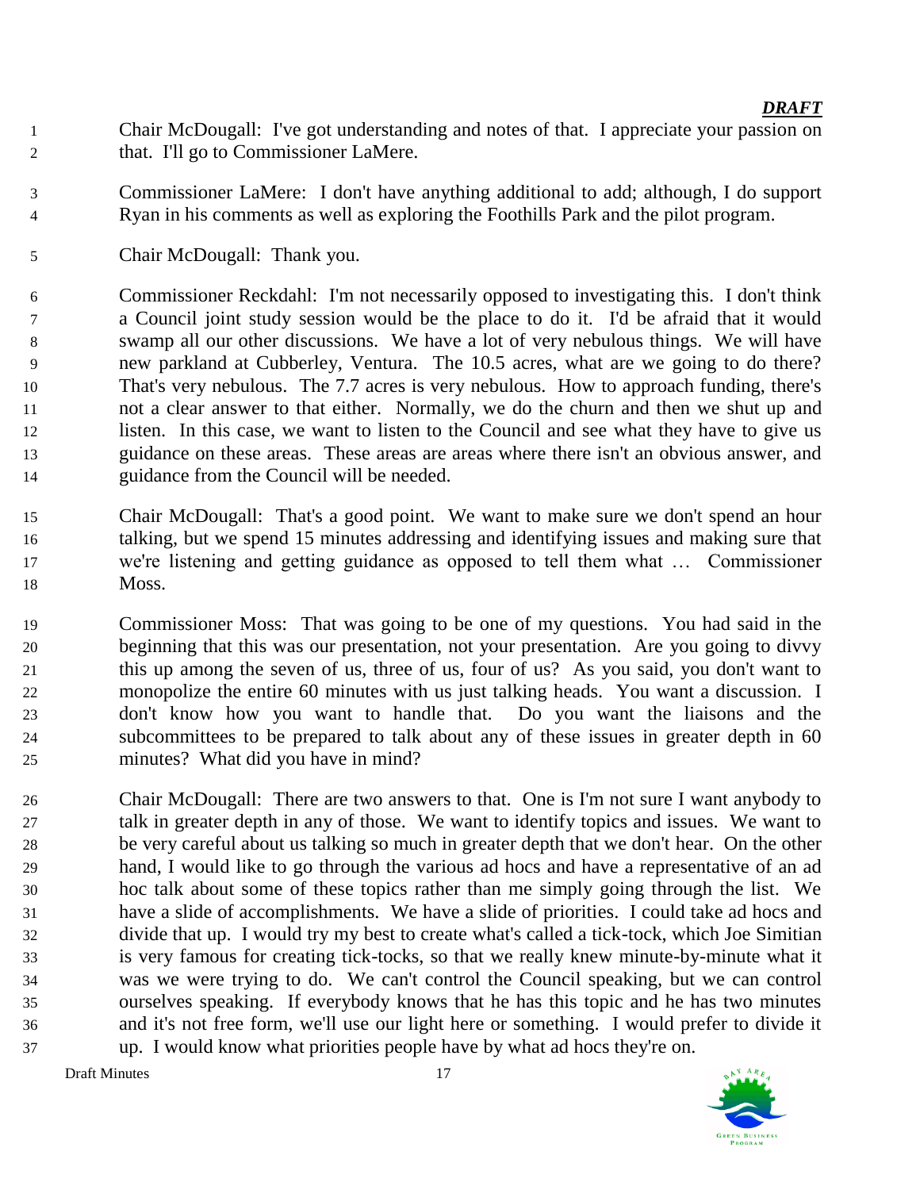Chair McDougall: I've got understanding and notes of that. I appreciate your passion on that. I'll go to Commissioner LaMere.

Commissioner LaMere: I don't have anything additional to add; although, I do support Ryan in his comments as well as exploring the Foothills Park and the pilot program.

Chair McDougall: Thank you.

Commissioner Reckdahl: I'm not necessarily opposed to investigating this. I don't think a Council joint study session would be the place to do it. I'd be afraid that it would swamp all our other discussions. We have a lot of very nebulous things. We will have new parkland at Cubberley, Ventura. The 10.5 acres, what are we going to do there? That's very nebulous. The 7.7 acres is very nebulous. How to approach funding, there's not a clear answer to that either. Normally, we do the churn and then we shut up and listen. In this case, we want to listen to the Council and see what they have to give us guidance on these areas. These areas are areas where there isn't an obvious answer, and guidance from the Council will be needed.

Chair McDougall: That's a good point. We want to make sure we don't spend an hour talking, but we spend 15 minutes addressing and identifying issues and making sure that we're listening and getting guidance as opposed to tell them what … Commissioner Moss.

Commissioner Moss: That was going to be one of my questions. You had said in the beginning that this was our presentation, not your presentation. Are you going to divvy this up among the seven of us, three of us, four of us? As you said, you don't want to monopolize the entire 60 minutes with us just talking heads. You want a discussion. I don't know how you want to handle that. Do you want the liaisons and the subcommittees to be prepared to talk about any of these issues in greater depth in 60 minutes? What did you have in mind?

Chair McDougall: There are two answers to that. One is I'm not sure I want anybody to talk in greater depth in any of those. We want to identify topics and issues. We want to be very careful about us talking so much in greater depth that we don't hear. On the other hand, I would like to go through the various ad hocs and have a representative of an ad hoc talk about some of these topics rather than me simply going through the list. We have a slide of accomplishments. We have a slide of priorities. I could take ad hocs and divide that up. I would try my best to create what's called a tick-tock, which Joe Simitian is very famous for creating tick-tocks, so that we really knew minute-by-minute what it was we were trying to do. We can't control the Council speaking, but we can control ourselves speaking. If everybody knows that he has this topic and he has two minutes and it's not free form, we'll use our light here or something. I would prefer to divide it up. I would know what priorities people have by what ad hocs they're on.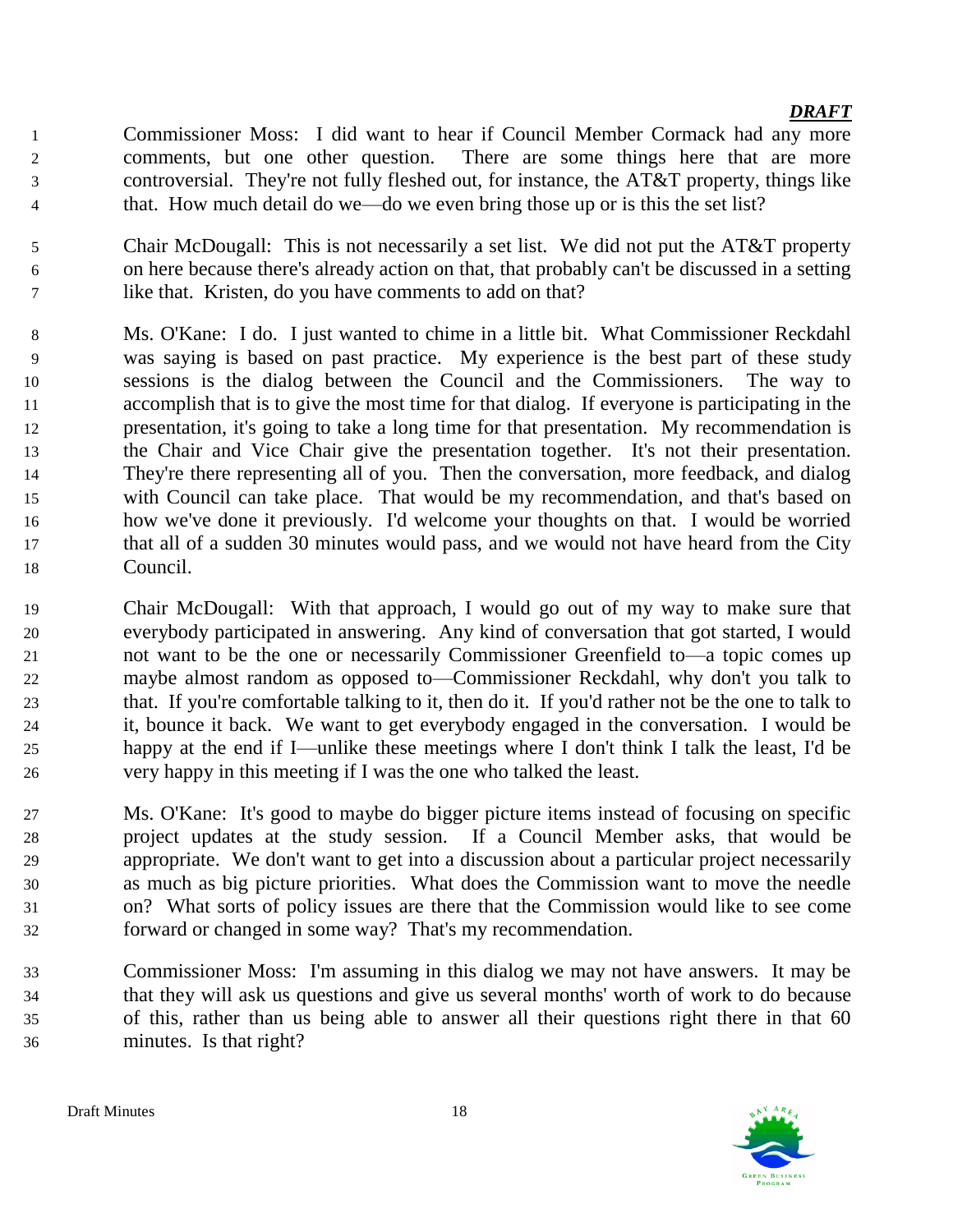Commissioner Moss: I did want to hear if Council Member Cormack had any more comments, but one other question. There are some things here that are more controversial. They're not fully fleshed out, for instance, the AT&T property, things like that. How much detail do we—do we even bring those up or is this the set list?

Chair McDougall: This is not necessarily a set list. We did not put the AT&T property on here because there's already action on that, that probably can't be discussed in a setting like that. Kristen, do you have comments to add on that?

Ms. O'Kane: I do. I just wanted to chime in a little bit. What Commissioner Reckdahl was saying is based on past practice. My experience is the best part of these study sessions is the dialog between the Council and the Commissioners. The way to accomplish that is to give the most time for that dialog. If everyone is participating in the presentation, it's going to take a long time for that presentation. My recommendation is the Chair and Vice Chair give the presentation together. It's not their presentation. They're there representing all of you. Then the conversation, more feedback, and dialog with Council can take place. That would be my recommendation, and that's based on how we've done it previously. I'd welcome your thoughts on that. I would be worried that all of a sudden 30 minutes would pass, and we would not have heard from the City Council.

Chair McDougall: With that approach, I would go out of my way to make sure that everybody participated in answering. Any kind of conversation that got started, I would not want to be the one or necessarily Commissioner Greenfield to—a topic comes up maybe almost random as opposed to—Commissioner Reckdahl, why don't you talk to that. If you're comfortable talking to it, then do it. If you'd rather not be the one to talk to it, bounce it back. We want to get everybody engaged in the conversation. I would be happy at the end if I—unlike these meetings where I don't think I talk the least, I'd be very happy in this meeting if I was the one who talked the least.

Ms. O'Kane: It's good to maybe do bigger picture items instead of focusing on specific project updates at the study session. If a Council Member asks, that would be appropriate. We don't want to get into a discussion about a particular project necessarily as much as big picture priorities. What does the Commission want to move the needle on? What sorts of policy issues are there that the Commission would like to see come forward or changed in some way? That's my recommendation.

Commissioner Moss: I'm assuming in this dialog we may not have answers. It may be that they will ask us questions and give us several months' worth of work to do because of this, rather than us being able to answer all their questions right there in that 60 minutes. Is that right?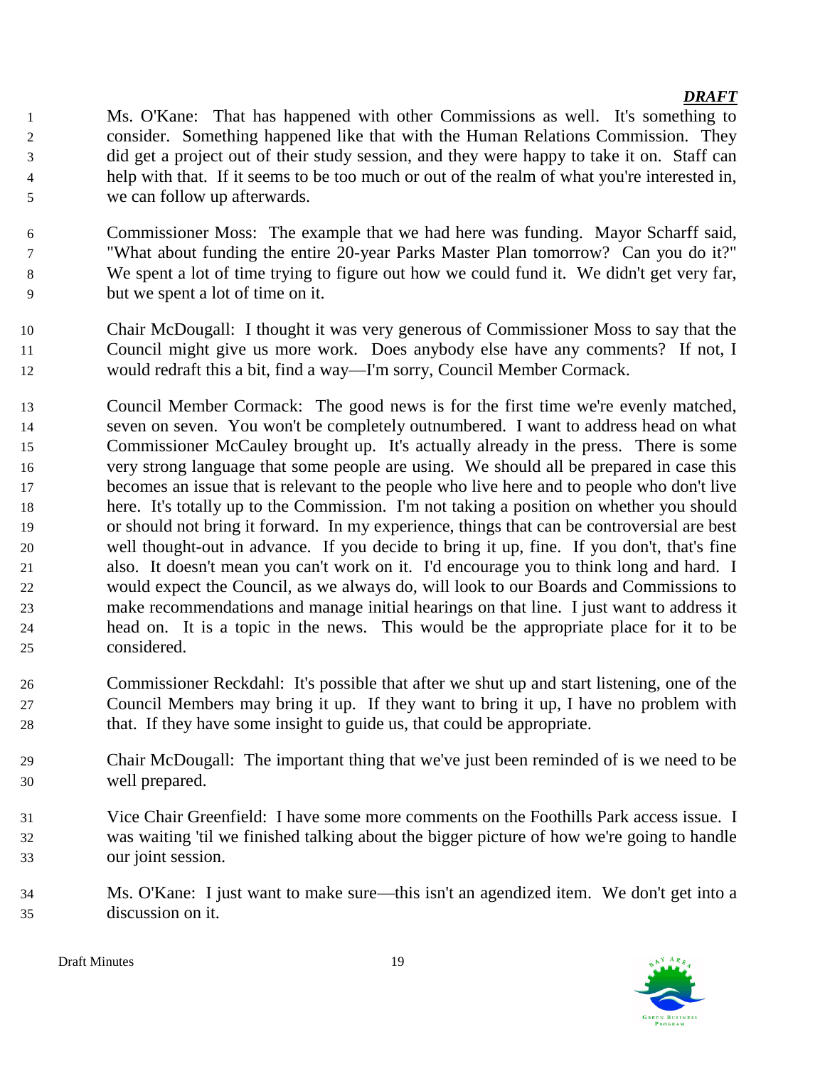Ms. O'Kane: That has happened with other Commissions as well. It's something to consider. Something happened like that with the Human Relations Commission. They did get a project out of their study session, and they were happy to take it on. Staff can help with that. If it seems to be too much or out of the realm of what you're interested in, we can follow up afterwards.

Commissioner Moss: The example that we had here was funding. Mayor Scharff said, "What about funding the entire 20-year Parks Master Plan tomorrow? Can you do it?" We spent a lot of time trying to figure out how we could fund it. We didn't get very far, but we spent a lot of time on it.

Chair McDougall: I thought it was very generous of Commissioner Moss to say that the Council might give us more work. Does anybody else have any comments? If not, I would redraft this a bit, find a way—I'm sorry, Council Member Cormack.

Council Member Cormack: The good news is for the first time we're evenly matched, seven on seven. You won't be completely outnumbered. I want to address head on what Commissioner McCauley brought up. It's actually already in the press. There is some very strong language that some people are using. We should all be prepared in case this becomes an issue that is relevant to the people who live here and to people who don't live here. It's totally up to the Commission. I'm not taking a position on whether you should or should not bring it forward. In my experience, things that can be controversial are best well thought-out in advance. If you decide to bring it up, fine. If you don't, that's fine also. It doesn't mean you can't work on it. I'd encourage you to think long and hard. I would expect the Council, as we always do, will look to our Boards and Commissions to make recommendations and manage initial hearings on that line. I just want to address it head on. It is a topic in the news. This would be the appropriate place for it to be considered.

Commissioner Reckdahl: It's possible that after we shut up and start listening, one of the Council Members may bring it up. If they want to bring it up, I have no problem with that. If they have some insight to guide us, that could be appropriate.

Chair McDougall: The important thing that we've just been reminded of is we need to be well prepared.

Vice Chair Greenfield: I have some more comments on the Foothills Park access issue. I was waiting 'til we finished talking about the bigger picture of how we're going to handle our joint session.

Ms. O'Kane: I just want to make sure—this isn't an agendized item. We don't get into a discussion on it.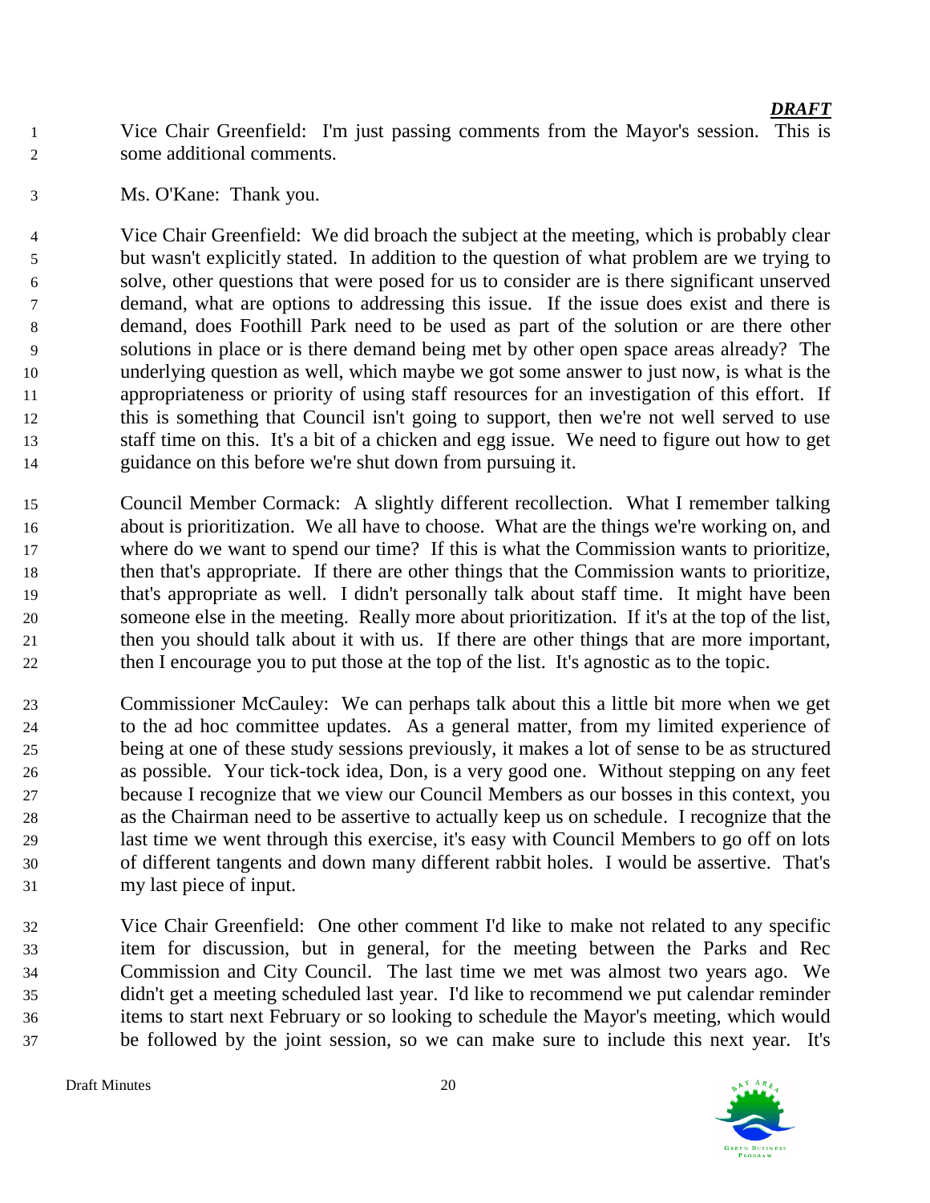Vice Chair Greenfield: I'm just passing comments from the Mayor's session. This is some additional comments.

Ms. O'Kane: Thank you.

Vice Chair Greenfield: We did broach the subject at the meeting, which is probably clear but wasn't explicitly stated. In addition to the question of what problem are we trying to solve, other questions that were posed for us to consider are is there significant unserved demand, what are options to addressing this issue. If the issue does exist and there is demand, does Foothill Park need to be used as part of the solution or are there other solutions in place or is there demand being met by other open space areas already? The underlying question as well, which maybe we got some answer to just now, is what is the appropriateness or priority of using staff resources for an investigation of this effort. If this is something that Council isn't going to support, then we're not well served to use staff time on this. It's a bit of a chicken and egg issue. We need to figure out how to get guidance on this before we're shut down from pursuing it.

Council Member Cormack: A slightly different recollection. What I remember talking about is prioritization. We all have to choose. What are the things we're working on, and where do we want to spend our time? If this is what the Commission wants to prioritize, then that's appropriate. If there are other things that the Commission wants to prioritize, that's appropriate as well. I didn't personally talk about staff time. It might have been someone else in the meeting. Really more about prioritization. If it's at the top of the list, then you should talk about it with us. If there are other things that are more important, then I encourage you to put those at the top of the list. It's agnostic as to the topic.

Commissioner McCauley: We can perhaps talk about this a little bit more when we get to the ad hoc committee updates. As a general matter, from my limited experience of being at one of these study sessions previously, it makes a lot of sense to be as structured as possible. Your tick-tock idea, Don, is a very good one. Without stepping on any feet because I recognize that we view our Council Members as our bosses in this context, you as the Chairman need to be assertive to actually keep us on schedule. I recognize that the last time we went through this exercise, it's easy with Council Members to go off on lots of different tangents and down many different rabbit holes. I would be assertive. That's my last piece of input.

Vice Chair Greenfield: One other comment I'd like to make not related to any specific item for discussion, but in general, for the meeting between the Parks and Rec Commission and City Council. The last time we met was almost two years ago. We didn't get a meeting scheduled last year. I'd like to recommend we put calendar reminder items to start next February or so looking to schedule the Mayor's meeting, which would be followed by the joint session, so we can make sure to include this next year. It's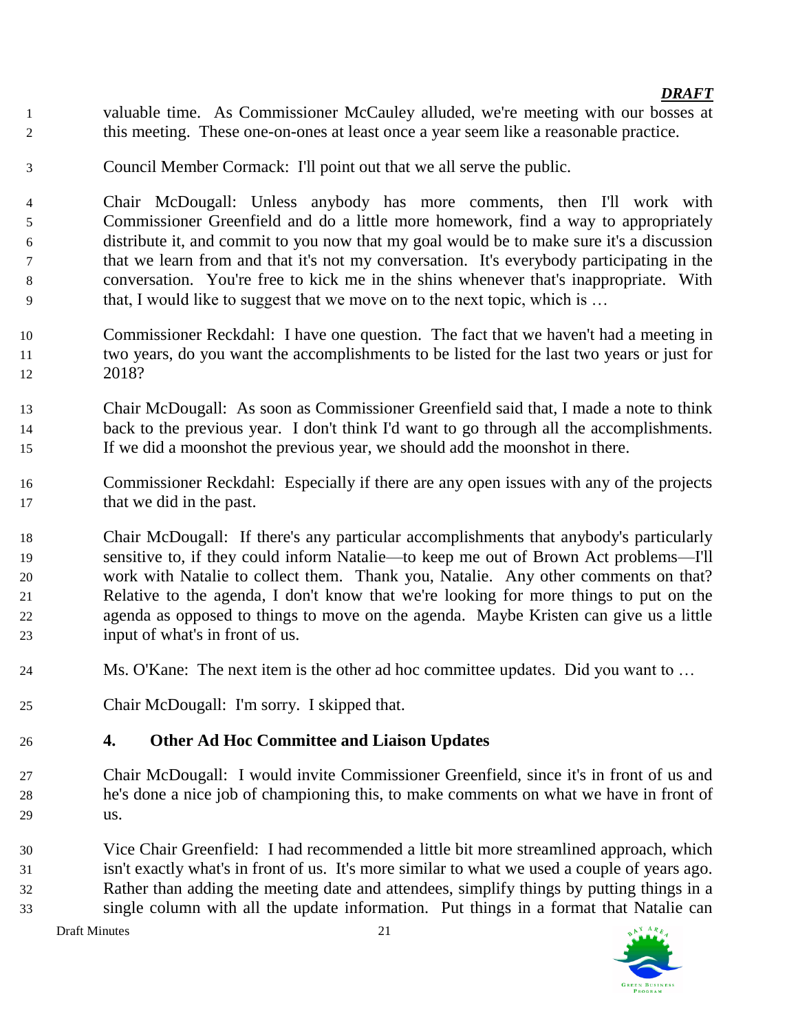valuable time. As Commissioner McCauley alluded, we're meeting with our bosses at this meeting. These one-on-ones at least once a year seem like a reasonable practice.

Council Member Cormack: I'll point out that we all serve the public.

Chair McDougall: Unless anybody has more comments, then I'll work with Commissioner Greenfield and do a little more homework, find a way to appropriately distribute it, and commit to you now that my goal would be to make sure it's a discussion that we learn from and that it's not my conversation. It's everybody participating in the conversation. You're free to kick me in the shins whenever that's inappropriate. With that, I would like to suggest that we move on to the next topic, which is …

Commissioner Reckdahl: I have one question. The fact that we haven't had a meeting in two years, do you want the accomplishments to be listed for the last two years or just for 2018?

Chair McDougall: As soon as Commissioner Greenfield said that, I made a note to think back to the previous year. I don't think I'd want to go through all the accomplishments. If we did a moonshot the previous year, we should add the moonshot in there.

Commissioner Reckdahl: Especially if there are any open issues with any of the projects that we did in the past.

Chair McDougall: If there's any particular accomplishments that anybody's particularly sensitive to, if they could inform Natalie—to keep me out of Brown Act problems—I'll work with Natalie to collect them. Thank you, Natalie. Any other comments on that? Relative to the agenda, I don't know that we're looking for more things to put on the agenda as opposed to things to move on the agenda. Maybe Kristen can give us a little input of what's in front of us.

Ms. O'Kane: The next item is the other ad hoc committee updates. Did you want to …

Chair McDougall: I'm sorry. I skipped that.

### 4. Other Ad Hoc Committee and Liaison Updates

Chair McDougall: I would invite Commissioner Greenfield, since it's in front of us and he's done a nice job of championing this, to make comments on what we have in front of us.

Vice Chair Greenfield: I had recommended a little bit more streamlined approach, which isn't exactly what's in front of us. It's more similar to what we used a couple of years ago. Rather than adding the meeting date and attendees, simplify things by putting things in a single column with all the update information. Put things in a format that Natalie can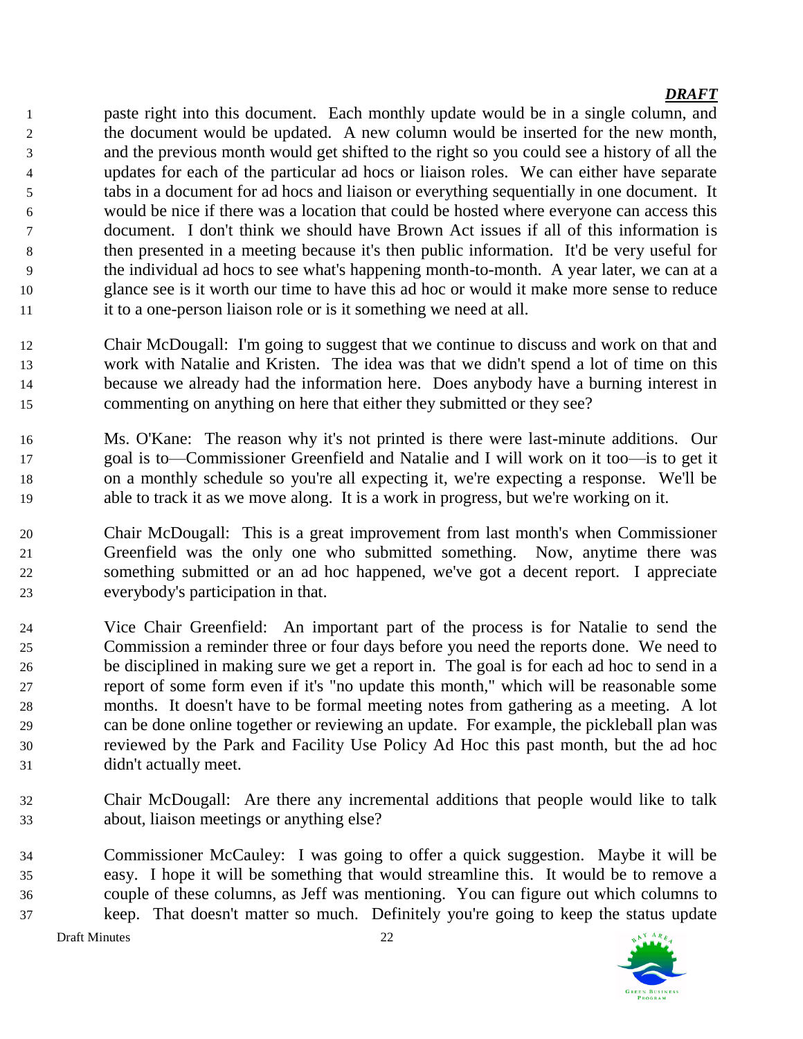paste right into this document. Each monthly update would be in a single column, and the document would be updated. A new column would be inserted for the new month, and the previous month would get shifted to the right so you could see a history of all the updates for each of the particular ad hocs or liaison roles. We can either have separate tabs in a document for ad hocs and liaison or everything sequentially in one document. It would be nice if there was a location that could be hosted where everyone can access this document. I don't think we should have Brown Act issues if all of this information is then presented in a meeting because it's then public information. It'd be very useful for the individual ad hocs to see what's happening month-to-month. A year later, we can at a glance see is it worth our time to have this ad hoc or would it make more sense to reduce it to a one-person liaison role or is it something we need at all.

Chair McDougall: I'm going to suggest that we continue to discuss and work on that and work with Natalie and Kristen. The idea was that we didn't spend a lot of time on this because we already had the information here. Does anybody have a burning interest in commenting on anything on here that either they submitted or they see?

Ms. O'Kane: The reason why it's not printed is there were last-minute additions. Our goal is to—Commissioner Greenfield and Natalie and I will work on it too—is to get it on a monthly schedule so you're all expecting it, we're expecting a response. We'll be able to track it as we move along. It is a work in progress, but we're working on it.

Chair McDougall: This is a great improvement from last month's when Commissioner Greenfield was the only one who submitted something. Now, anytime there was something submitted or an ad hoc happened, we've got a decent report. I appreciate everybody's participation in that.

Vice Chair Greenfield: An important part of the process is for Natalie to send the Commission a reminder three or four days before you need the reports done. We need to be disciplined in making sure we get a report in. The goal is for each ad hoc to send in a report of some form even if it's "no update this month," which will be reasonable some months. It doesn't have to be formal meeting notes from gathering as a meeting. A lot can be done online together or reviewing an update. For example, the pickleball plan was reviewed by the Park and Facility Use Policy Ad Hoc this past month, but the ad hoc didn't actually meet.

Chair McDougall: Are there any incremental additions that people would like to talk about, liaison meetings or anything else?

Commissioner McCauley: I was going to offer a quick suggestion. Maybe it will be easy. I hope it will be something that would streamline this. It would be to remove a couple of these columns, as Jeff was mentioning. You can figure out which columns to keep. That doesn't matter so much. Definitely you're going to keep the status update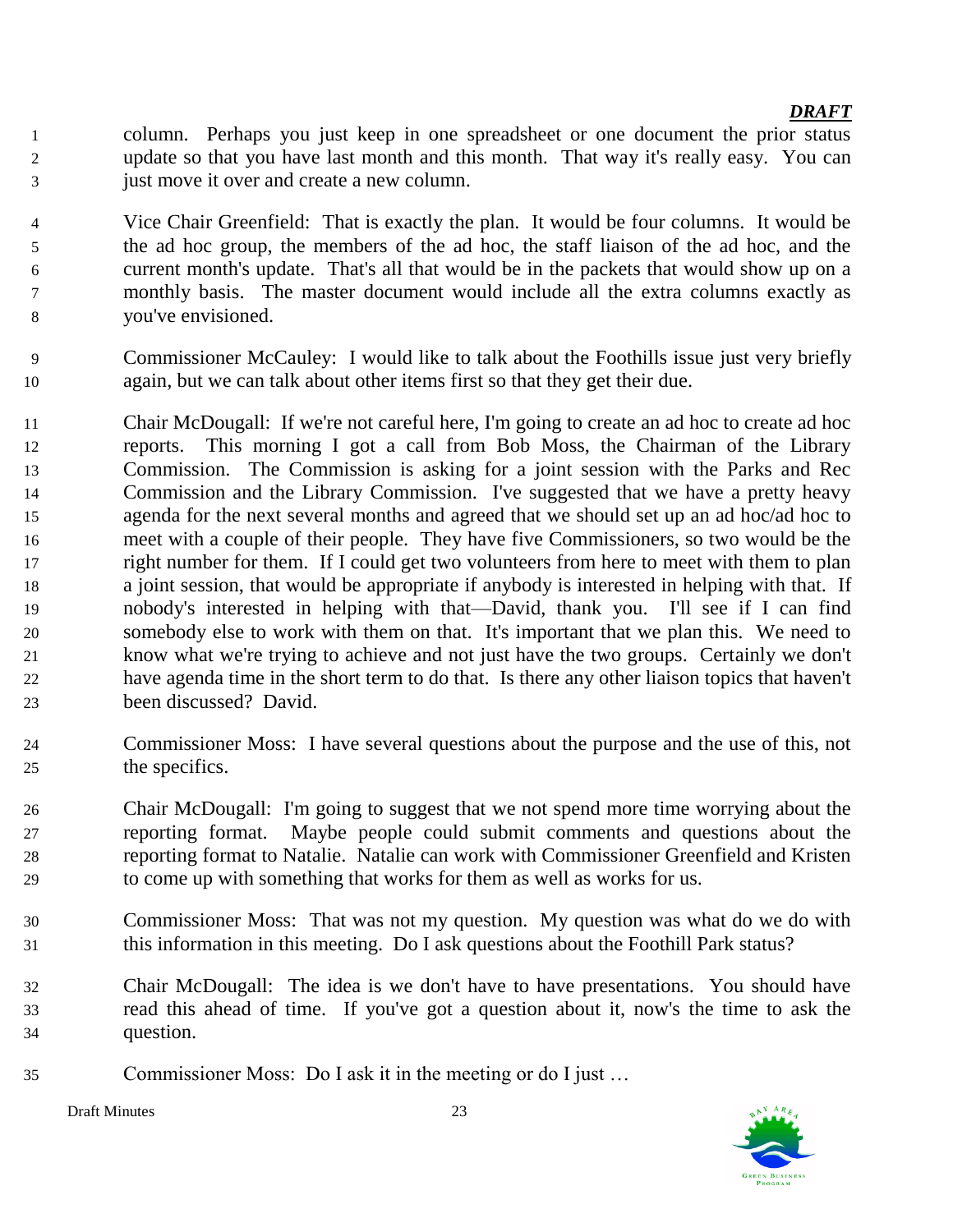column. Perhaps you just keep in one spreadsheet or one document the prior status update so that you have last month and this month. That way it's really easy. You can just move it over and create a new column.

Vice Chair Greenfield: That is exactly the plan. It would be four columns. It would be the ad hoc group, the members of the ad hoc, the staff liaison of the ad hoc, and the current month's update. That's all that would be in the packets that would show up on a monthly basis. The master document would include all the extra columns exactly as you've envisioned.

Commissioner McCauley: I would like to talk about the Foothills issue just very briefly again, but we can talk about other items first so that they get their due.

Chair McDougall: If we're not careful here, I'm going to create an ad hoc to create ad hoc reports. This morning I got a call from Bob Moss, the Chairman of the Library Commission. The Commission is asking for a joint session with the Parks and Rec Commission and the Library Commission. I've suggested that we have a pretty heavy agenda for the next several months and agreed that we should set up an ad hoc/ad hoc to meet with a couple of their people. They have five Commissioners, so two would be the right number for them. If I could get two volunteers from here to meet with them to plan a joint session, that would be appropriate if anybody is interested in helping with that. If nobody's interested in helping with that—David, thank you. I'll see if I can find somebody else to work with them on that. It's important that we plan this. We need to know what we're trying to achieve and not just have the two groups. Certainly we don't have agenda time in the short term to do that. Is there any other liaison topics that haven't been discussed? David.

Commissioner Moss: I have several questions about the purpose and the use of this, not the specifics.

Chair McDougall: I'm going to suggest that we not spend more time worrying about the reporting format. Maybe people could submit comments and questions about the reporting format to Natalie. Natalie can work with Commissioner Greenfield and Kristen to come up with something that works for them as well as works for us.

Commissioner Moss: That was not my question. My question was what do we do with this information in this meeting. Do I ask questions about the Foothill Park status?

Chair McDougall: The idea is we don't have to have presentations. You should have read this ahead of time. If you've got a question about it, now's the time to ask the question.

Commissioner Moss: Do I ask it in the meeting or do I just …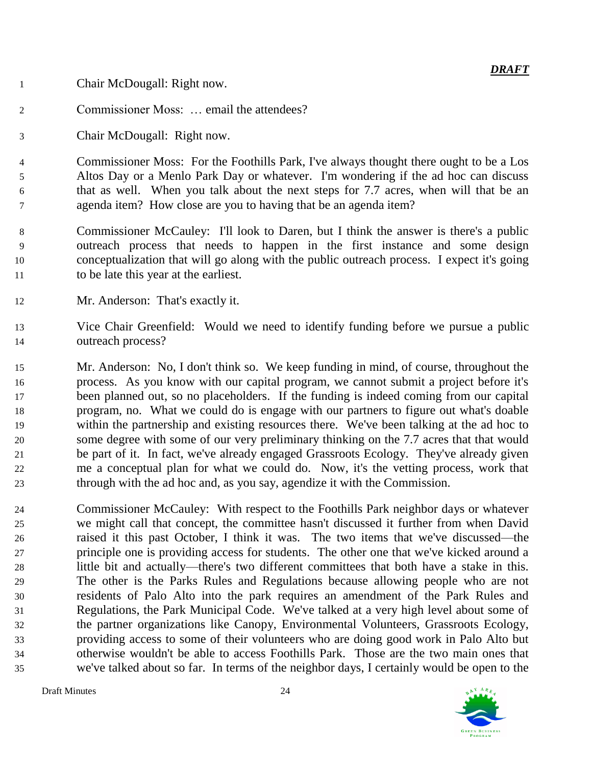Chair McDougall: Right now.

Commissioner Moss: … email the attendees?

Chair McDougall: Right now.

Commissioner Moss: For the Foothills Park, I've always thought there ought to be a Los Altos Day or a Menlo Park Day or whatever. I'm wondering if the ad hoc can discuss that as well. When you talk about the next steps for 7.7 acres, when will that be an agenda item? How close are you to having that be an agenda item?

Commissioner McCauley: I'll look to Daren, but I think the answer is there's a public outreach process that needs to happen in the first instance and some design conceptualization that will go along with the public outreach process. I expect it's going to be late this year at the earliest.

Mr. Anderson: That's exactly it.

Vice Chair Greenfield: Would we need to identify funding before we pursue a public outreach process?

Mr. Anderson: No, I don't think so. We keep funding in mind, of course, throughout the process. As you know with our capital program, we cannot submit a project before it's been planned out, so no placeholders. If the funding is indeed coming from our capital program, no. What we could do is engage with our partners to figure out what's doable within the partnership and existing resources there. We've been talking at the ad hoc to some degree with some of our very preliminary thinking on the 7.7 acres that that would be part of it. In fact, we've already engaged Grassroots Ecology. They've already given me a conceptual plan for what we could do. Now, it's the vetting process, work that through with the ad hoc and, as you say, agendize it with the Commission.

Commissioner McCauley: With respect to the Foothills Park neighbor days or whatever we might call that concept, the committee hasn't discussed it further from when David raised it this past October, I think it was. The two items that we've discussed—the principle one is providing access for students. The other one that we've kicked around a little bit and actually—there's two different committees that both have a stake in this. The other is the Parks Rules and Regulations because allowing people who are not residents of Palo Alto into the park requires an amendment of the Park Rules and Regulations, the Park Municipal Code. We've talked at a very high level about some of the partner organizations like Canopy, Environmental Volunteers, Grassroots Ecology, providing access to some of their volunteers who are doing good work in Palo Alto but otherwise wouldn't be able to access Foothills Park. Those are the two main ones that we've talked about so far. In terms of the neighbor days, I certainly would be open to the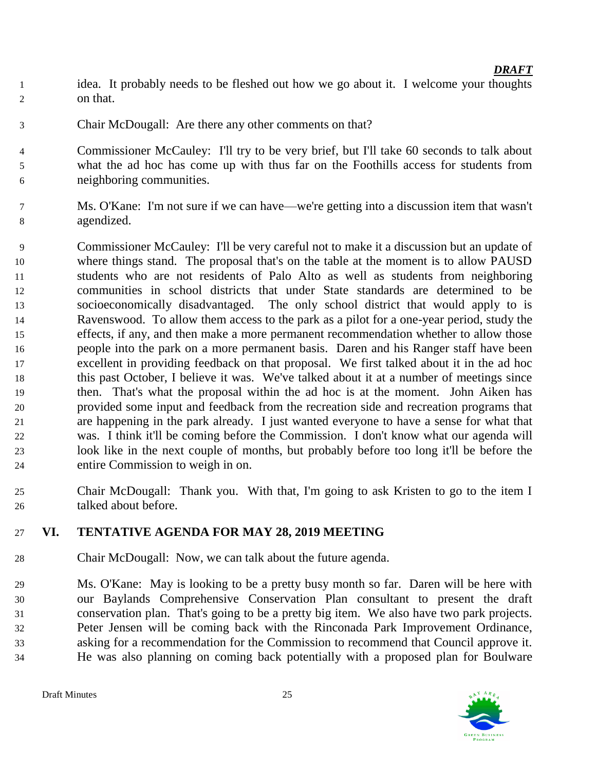idea. It probably needs to be fleshed out how we go about it. I welcome your thoughts on that.

Chair McDougall: Are there any other comments on that?

Commissioner McCauley: I'll try to be very brief, but I'll take 60 seconds to talk about what the ad hoc has come up with thus far on the Foothills access for students from neighboring communities.

Ms. O'Kane: I'm not sure if we can have—we're getting into a discussion item that wasn't agendized.

Commissioner McCauley: I'll be very careful not to make it a discussion but an update of where things stand. The proposal that's on the table at the moment is to allow PAUSD students who are not residents of Palo Alto as well as students from neighboring communities in school districts that under State standards are determined to be socioeconomically disadvantaged. The only school district that would apply to is Ravenswood. To allow them access to the park as a pilot for a one-year period, study the effects, if any, and then make a more permanent recommendation whether to allow those people into the park on a more permanent basis. Daren and his Ranger staff have been excellent in providing feedback on that proposal. We first talked about it in the ad hoc this past October, I believe it was. We've talked about it at a number of meetings since then. That's what the proposal within the ad hoc is at the moment. John Aiken has provided some input and feedback from the recreation side and recreation programs that are happening in the park already. I just wanted everyone to have a sense for what that was. I think it'll be coming before the Commission. I don't know what our agenda will look like in the next couple of months, but probably before too long it'll be before the entire Commission to weigh in on.

Chair McDougall: Thank you. With that, I'm going to ask Kristen to go to the item I talked about before.

## VI. TENTATIVE AGENDA FOR MAY 28, 2019 MEETING

Chair McDougall: Now, we can talk about the future agenda.

Ms. O'Kane: May is looking to be a pretty busy month so far. Daren will be here with our Baylands Comprehensive Conservation Plan consultant to present the draft conservation plan. That's going to be a pretty big item. We also have two park projects. Peter Jensen will be coming back with the Rinconada Park Improvement Ordinance, asking for a recommendation for the Commission to recommend that Council approve it. He was also planning on coming back potentially with a proposed plan for Boulware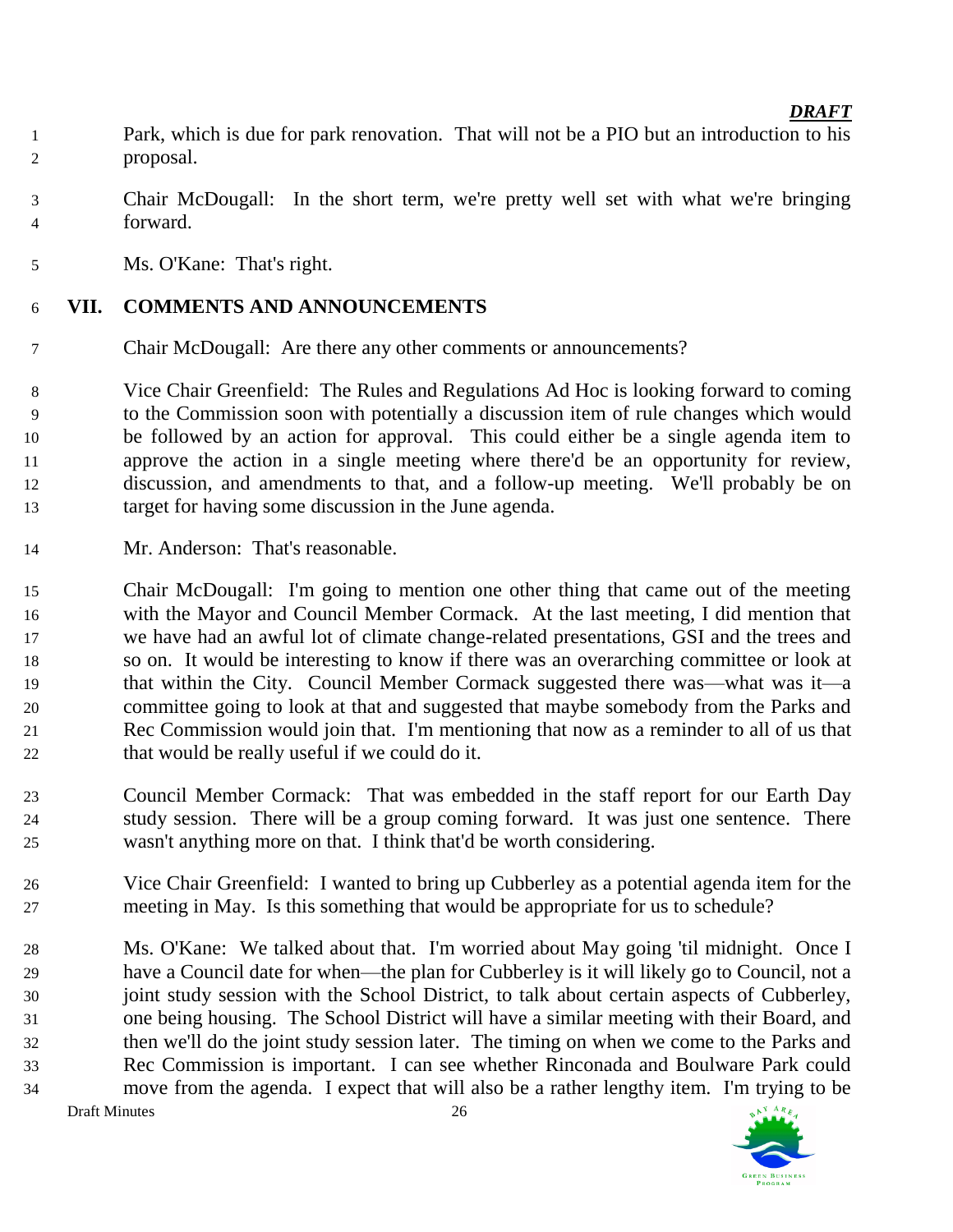Park, which is due for park renovation. That will not be a PIO but an introduction to his proposal.

Chair McDougall: In the short term, we're pretty well set with what we're bringing forward.

Ms. O'Kane: That's right.

## VII. COMMENTS AND ANNOUNCEMENTS

Chair McDougall: Are there any other comments or announcements?

Vice Chair Greenfield: The Rules and Regulations Ad Hoc is looking forward to coming to the Commission soon with potentially a discussion item of rule changes which would be followed by an action for approval. This could either be a single agenda item to approve the action in a single meeting where there'd be an opportunity for review, discussion, and amendments to that, and a follow-up meeting. We'll probably be on target for having some discussion in the June agenda.

Mr. Anderson: That's reasonable.

Chair McDougall: I'm going to mention one other thing that came out of the meeting with the Mayor and Council Member Cormack. At the last meeting, I did mention that we have had an awful lot of climate change-related presentations, GSI and the trees and so on. It would be interesting to know if there was an overarching committee or look at that within the City. Council Member Cormack suggested there was—what was it—a committee going to look at that and suggested that maybe somebody from the Parks and Rec Commission would join that. I'm mentioning that now as a reminder to all of us that that would be really useful if we could do it.

Council Member Cormack: That was embedded in the staff report for our Earth Day study session. There will be a group coming forward. It was just one sentence. There wasn't anything more on that. I think that'd be worth considering.

Vice Chair Greenfield: I wanted to bring up Cubberley as a potential agenda item for the meeting in May. Is this something that would be appropriate for us to schedule?

Ms. O'Kane: We talked about that. I'm worried about May going 'til midnight. Once I have a Council date for when—the plan for Cubberley is it will likely go to Council, not a joint study session with the School District, to talk about certain aspects of Cubberley, one being housing. The School District will have a similar meeting with their Board, and then we'll do the joint study session later. The timing on when we come to the Parks and Rec Commission is important. I can see whether Rinconada and Boulware Park could move from the agenda. I expect that will also be a rather lengthy item. I'm trying to be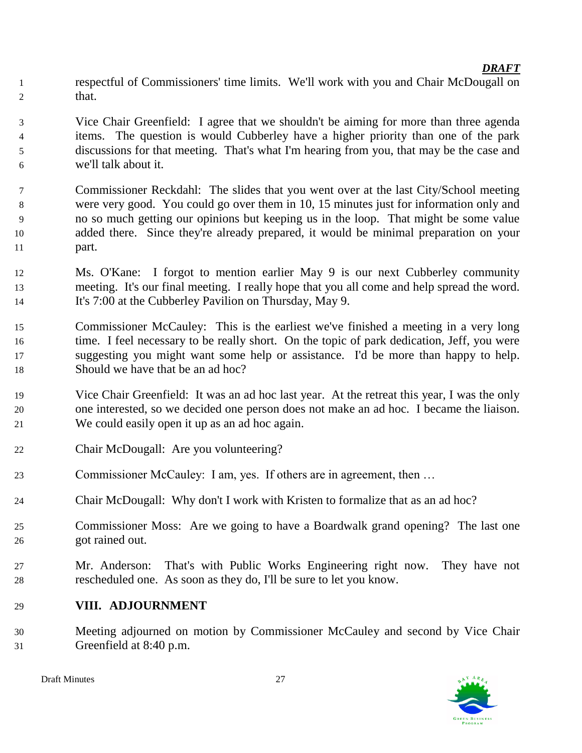respectful of Commissioners' time limits. We'll work with you and Chair McDougall on that.

Vice Chair Greenfield: I agree that we shouldn't be aiming for more than three agenda items. The question is would Cubberley have a higher priority than one of the park discussions for that meeting. That's what I'm hearing from you, that may be the case and we'll talk about it.

Commissioner Reckdahl: The slides that you went over at the last City/School meeting were very good. You could go over them in 10, 15 minutes just for information only and no so much getting our opinions but keeping us in the loop. That might be some value added there. Since they're already prepared, it would be minimal preparation on your part.

Ms. O'Kane: I forgot to mention earlier May 9 is our next Cubberley community meeting. It's our final meeting. I really hope that you all come and help spread the word. It's 7:00 at the Cubberley Pavilion on Thursday, May 9.

Commissioner McCauley: This is the earliest we've finished a meeting in a very long time. I feel necessary to be really short. On the topic of park dedication, Jeff, you were suggesting you might want some help or assistance. I'd be more than happy to help. Should we have that be an ad hoc?

Vice Chair Greenfield: It was an ad hoc last year. At the retreat this year, I was the only one interested, so we decided one person does not make an ad hoc. I became the liaison. We could easily open it up as an ad hoc again.

Chair McDougall: Are you volunteering?

Commissioner McCauley: I am, yes. If others are in agreement, then …

Chair McDougall: Why don't I work with Kristen to formalize that as an ad hoc?

Commissioner Moss: Are we going to have a Boardwalk grand opening? The last one got rained out.

Mr. Anderson: That's with Public Works Engineering right now. They have not rescheduled one. As soon as they do, I'll be sure to let you know.

## VIII. ADJOURNMENT

Meeting adjourned on motion by Commissioner McCauley and second by Vice Chair Greenfield at 8:40 p.m.